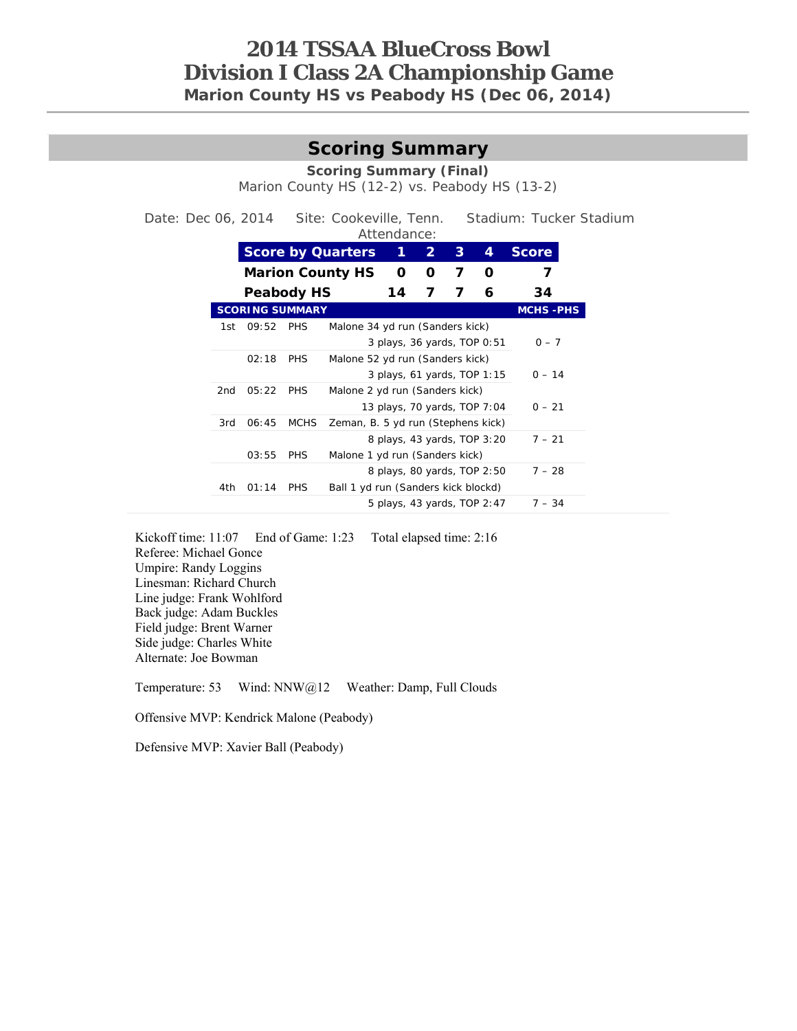# 2014 TSSAA BlueCross Bowl
# Division I Class 2A Championship Game
### Marion County HS vs Peabody HS (Dec 06, 2014)

## Scoring Summary

**Scoring Summary (Final)**

Marion County HS (12-2) vs. Peabody HS (13-2)

Date: Dec 06, 2014 Site: Cookeville, Tenn. Stadium: Tucker Stadium
Attendance:

| Score by Quarters | 1 | 2 | 3 | 4 | Score |
|---|---|---|---|---|---|
| Marion County HS | 0 | 0 | 7 | 0 | 7 |
| Peabody HS | 14 | 7 | 7 | 6 | 34 |

| SCORING SUMMARY | | | | MCHS - PHS |
|---|---|---|---|---|
| 1st | 09:52 | PHS | Malone 34 yd run (Sanders kick)<br>3 plays, 36 yards, TOP 0:51 | 0 – 7 |
| | 02:18 | PHS | Malone 52 yd run (Sanders kick)<br>3 plays, 61 yards, TOP 1:15 | 0 – 14 |
| 2nd | 05:22 | PHS | Malone 2 yd run (Sanders kick)<br>13 plays, 70 yards, TOP 7:04 | 0 – 21 |
| 3rd | 06:45 | MCHS | Zeman, B. 5 yd run (Stephens kick)<br>8 plays, 43 yards, TOP 3:20 | 7 – 21 |
| | 03:55 | PHS | Malone 1 yd run (Sanders kick)<br>8 plays, 80 yards, TOP 2:50 | 7 – 28 |
| 4th | 01:14 | PHS | Ball 1 yd run (Sanders kick blockd)<br>5 plays, 43 yards, TOP 2:47 | 7 – 34 |

Kickoff time: 11:07 End of Game: 1:23 Total elapsed time: 2:16
Referee: Michael Gonce
Umpire: Randy Loggins
Linesman: Richard Church
Line judge: Frank Wohlford
Back judge: Adam Buckles
Field judge: Brent Warner
Side judge: Charles White
Alternate: Joe Bowman

Temperature: 53 Wind: NNW@12 Weather: Damp, Full Clouds

Offensive MVP: Kendrick Malone (Peabody)

Defensive MVP: Xavier Ball (Peabody)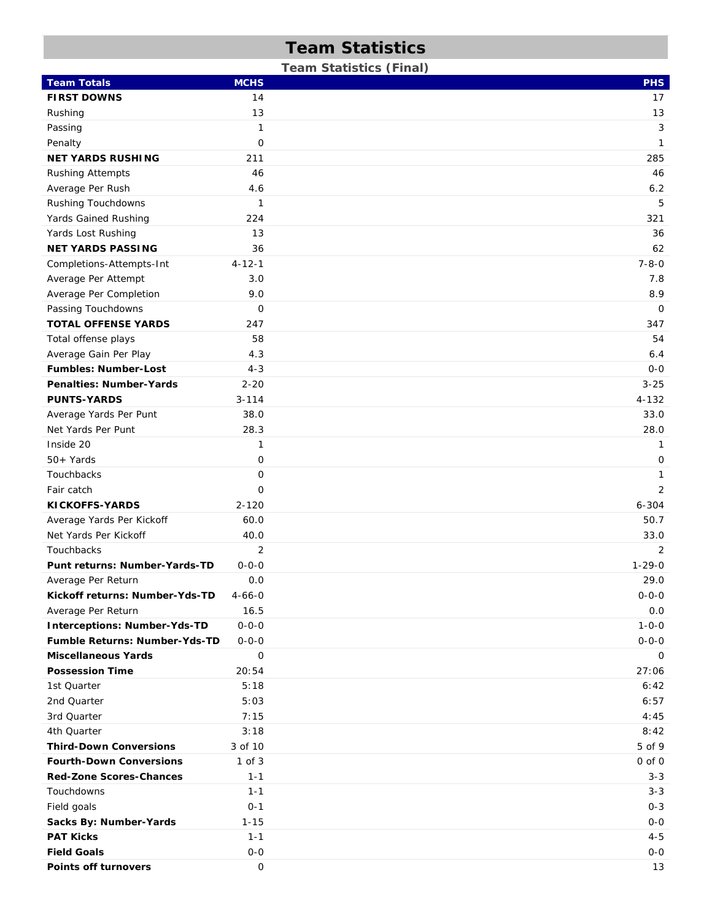# Team Statistics

## Team Statistics (Final)

| Team Totals | MCHS | PHS |
|---|---|---|
| **FIRST DOWNS** | 14 | 17 |
| Rushing | 13 | 13 |
| Passing | 1 | 3 |
| Penalty | 0 | 1 |
| **NET YARDS RUSHING** | 211 | 285 |
| Rushing Attempts | 46 | 46 |
| Average Per Rush | 4.6 | 6.2 |
| Rushing Touchdowns | 1 | 5 |
| Yards Gained Rushing | 224 | 321 |
| Yards Lost Rushing | 13 | 36 |
| **NET YARDS PASSING** | 36 | 62 |
| Completions-Attempts-Int | 4-12-1 | 7-8-0 |
| Average Per Attempt | 3.0 | 7.8 |
| Average Per Completion | 9.0 | 8.9 |
| Passing Touchdowns | 0 | 0 |
| **TOTAL OFFENSE YARDS** | 247 | 347 |
| Total offense plays | 58 | 54 |
| Average Gain Per Play | 4.3 | 6.4 |
| **Fumbles: Number-Lost** | 4-3 | 0-0 |
| **Penalties: Number-Yards** | 2-20 | 3-25 |
| **PUNTS-YARDS** | 3-114 | 4-132 |
| Average Yards Per Punt | 38.0 | 33.0 |
| Net Yards Per Punt | 28.3 | 28.0 |
| Inside 20 | 1 | 1 |
| 50+ Yards | 0 | 0 |
| Touchbacks | 0 | 1 |
| Fair catch | 0 | 2 |
| **KICKOFFS-YARDS** | 2-120 | 6-304 |
| Average Yards Per Kickoff | 60.0 | 50.7 |
| Net Yards Per Kickoff | 40.0 | 33.0 |
| Touchbacks | 2 | 2 |
| **Punt returns: Number-Yards-TD** | 0-0-0 | 1-29-0 |
| Average Per Return | 0.0 | 29.0 |
| **Kickoff returns: Number-Yds-TD** | 4-66-0 | 0-0-0 |
| Average Per Return | 16.5 | 0.0 |
| **Interceptions: Number-Yds-TD** | 0-0-0 | 1-0-0 |
| **Fumble Returns: Number-Yds-TD** | 0-0-0 | 0-0-0 |
| **Miscellaneous Yards** | 0 | 0 |
| **Possession Time** | 20:54 | 27:06 |
| 1st Quarter | 5:18 | 6:42 |
| 2nd Quarter | 5:03 | 6:57 |
| 3rd Quarter | 7:15 | 4:45 |
| 4th Quarter | 3:18 | 8:42 |
| **Third-Down Conversions** | 3 of 10 | 5 of 9 |
| **Fourth-Down Conversions** | 1 of 3 | 0 of 0 |
| **Red-Zone Scores-Chances** | 1-1 | 3-3 |
| Touchdowns | 1-1 | 3-3 |
| Field goals | 0-1 | 0-3 |
| **Sacks By: Number-Yards** | 1-15 | 0-0 |
| **PAT Kicks** | 1-1 | 4-5 |
| **Field Goals** | 0-0 | 0-0 |
| **Points off turnovers** | 0 | 13 |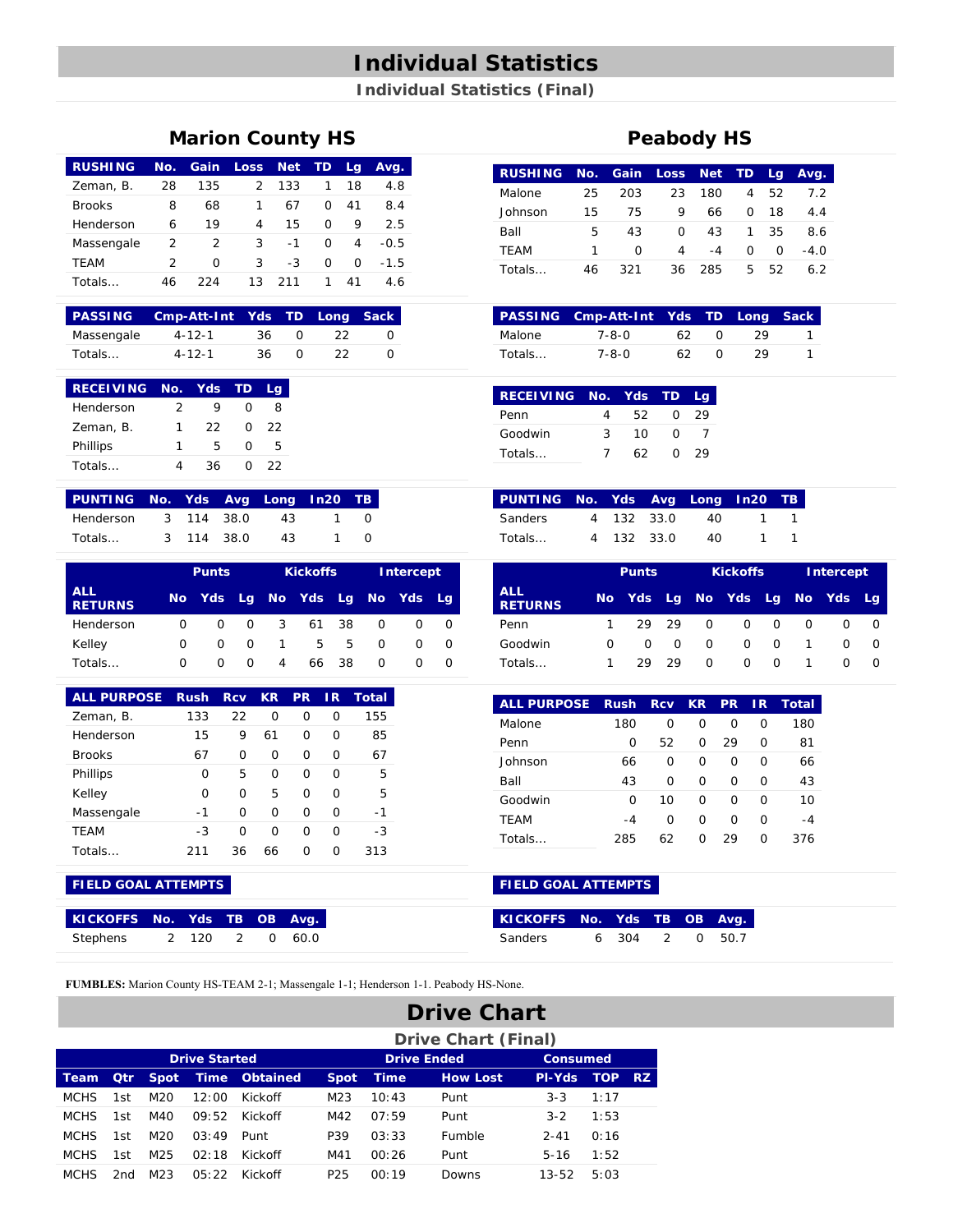# Individual Statistics

## Individual Statistics (Final)

### Marion County HS

| RUSHING | No. | Gain | Loss | Net | TD | Lg | Avg. |
|---|---|---|---|---|---|---|---|
| Zeman, B. | 28 | 135 | 2 | 133 | 1 | 18 | 4.8 |
| Brooks | 8 | 68 | 1 | 67 | 0 | 41 | 8.4 |
| Henderson | 6 | 19 | 4 | 15 | 0 | 9 | 2.5 |
| Massengale | 2 | 2 | 3 | -1 | 0 | 4 | -0.5 |
| TEAM | 2 | 0 | 3 | -3 | 0 | 0 | -1.5 |
| Totals... | 46 | 224 | 13 | 211 | 1 | 41 | 4.6 |

| PASSING | Cmp-Att-Int | Yds | TD | Long | Sack |
|---|---|---|---|---|---|
| Massengale | 4-12-1 | 36 | 0 | 22 | 0 |
| Totals... | 4-12-1 | 36 | 0 | 22 | 0 |

| RECEIVING | No. | Yds | TD | Lg |
|---|---|---|---|---|
| Henderson | 2 | 9 | 0 | 8 |
| Zeman, B. | 1 | 22 | 0 | 22 |
| Phillips | 1 | 5 | 0 | 5 |
| Totals... | 4 | 36 | 0 | 22 |

| PUNTING | No. | Yds | Avg | Long | In20 | TB |
|---|---|---|---|---|---|---|
| Henderson | 3 | 114 | 38.0 | 43 | 1 | 0 |
| Totals... | 3 | 114 | 38.0 | 43 | 1 | 0 |

| ALL RETURNS | Punts | | | Kickoffs | | | Intercept | | |
|---|---|---|---|---|---|---|---|---|---|
| | No | Yds | Lg | No | Yds | Lg | No | Yds | Lg |
| Henderson | 0 | 0 | 0 | 3 | 61 | 38 | 0 | 0 | 0 |
| Kelley | 0 | 0 | 0 | 1 | 5 | 5 | 0 | 0 | 0 |
| Totals... | 0 | 0 | 0 | 4 | 66 | 38 | 0 | 0 | 0 |

| ALL PURPOSE | Rush | Rcv | KR | PR | IR | Total |
|---|---|---|---|---|---|---|
| Zeman, B. | 133 | 22 | 0 | 0 | 0 | 155 |
| Henderson | 15 | 9 | 61 | 0 | 0 | 85 |
| Brooks | 67 | 0 | 0 | 0 | 0 | 67 |
| Phillips | 0 | 5 | 0 | 0 | 0 | 5 |
| Kelley | 0 | 0 | 5 | 0 | 0 | 5 |
| Massengale | -1 | 0 | 0 | 0 | 0 | -1 |
| TEAM | -3 | 0 | 0 | 0 | 0 | -3 |
| Totals... | 211 | 36 | 66 | 0 | 0 | 313 |

**FIELD GOAL ATTEMPTS**

| KICKOFFS | No. | Yds | TB | OB | Avg. |
|---|---|---|---|---|---|
| Stephens | 2 | 120 | 2 | 0 | 60.0 |

### Peabody HS

| RUSHING | No. | Gain | Loss | Net | TD | Lg | Avg. |
|---|---|---|---|---|---|---|---|
| Malone | 25 | 203 | 23 | 180 | 4 | 52 | 7.2 |
| Johnson | 15 | 75 | 9 | 66 | 0 | 18 | 4.4 |
| Ball | 5 | 43 | 0 | 43 | 1 | 35 | 8.6 |
| TEAM | 1 | 0 | 4 | -4 | 0 | 0 | -4.0 |
| Totals... | 46 | 321 | 36 | 285 | 5 | 52 | 6.2 |

| PASSING | Cmp-Att-Int | Yds | TD | Long | Sack |
|---|---|---|---|---|---|
| Malone | 7-8-0 | 62 | 0 | 29 | 1 |
| Totals... | 7-8-0 | 62 | 0 | 29 | 1 |

| RECEIVING | No. | Yds | TD | Lg |
|---|---|---|---|---|
| Penn | 4 | 52 | 0 | 29 |
| Goodwin | 3 | 10 | 0 | 7 |
| Totals... | 7 | 62 | 0 | 29 |

| PUNTING | No. | Yds | Avg | Long | In20 | TB |
|---|---|---|---|---|---|---|
| Sanders | 4 | 132 | 33.0 | 40 | 1 | 1 |
| Totals... | 4 | 132 | 33.0 | 40 | 1 | 1 |

| ALL RETURNS | Punts | | | Kickoffs | | | Intercept | | |
|---|---|---|---|---|---|---|---|---|---|
| | No | Yds | Lg | No | Yds | Lg | No | Yds | Lg |
| Penn | 1 | 29 | 29 | 0 | 0 | 0 | 0 | 0 | 0 |
| Goodwin | 0 | 0 | 0 | 0 | 0 | 0 | 1 | 0 | 0 |
| Totals... | 1 | 29 | 29 | 0 | 0 | 0 | 1 | 0 | 0 |

| ALL PURPOSE | Rush | Rcv | KR | PR | IR | Total |
|---|---|---|---|---|---|---|
| Malone | 180 | 0 | 0 | 0 | 0 | 180 |
| Penn | 0 | 52 | 0 | 29 | 0 | 81 |
| Johnson | 66 | 0 | 0 | 0 | 0 | 66 |
| Ball | 43 | 0 | 0 | 0 | 0 | 43 |
| Goodwin | 0 | 10 | 0 | 0 | 0 | 10 |
| TEAM | -4 | 0 | 0 | 0 | 0 | -4 |
| Totals... | 285 | 62 | 0 | 29 | 0 | 376 |

**FIELD GOAL ATTEMPTS**

| KICKOFFS | No. | Yds | TB | OB | Avg. |
|---|---|---|---|---|---|
| Sanders | 6 | 304 | 2 | 0 | 50.7 |

**FUMBLES:** Marion County HS-TEAM 2-1; Massengale 1-1; Henderson 1-1. Peabody HS-None.

# Drive Chart

## Drive Chart (Final)

| | Drive Started | | | | Drive Ended | | | Consumed | | |
|---|---|---|---|---|---|---|---|---|---|---|
| Team | Qtr | Spot | Time | Obtained | Spot | Time | How Lost | Pl-Yds | TOP | RZ |
| MCHS | 1st | M20 | 12:00 | Kickoff | M23 | 10:43 | Punt | 3-3 | 1:17 | |
| MCHS | 1st | M40 | 09:52 | Kickoff | M42 | 07:59 | Punt | 3-2 | 1:53 | |
| MCHS | 1st | M20 | 03:49 | Punt | P39 | 03:33 | Fumble | 2-41 | 0:16 | |
| MCHS | 1st | M25 | 02:18 | Kickoff | M41 | 00:26 | Punt | 5-16 | 1:52 | |
| MCHS | 2nd | M23 | 05:22 | Kickoff | P25 | 00:19 | Downs | 13-52 | 5:03 | |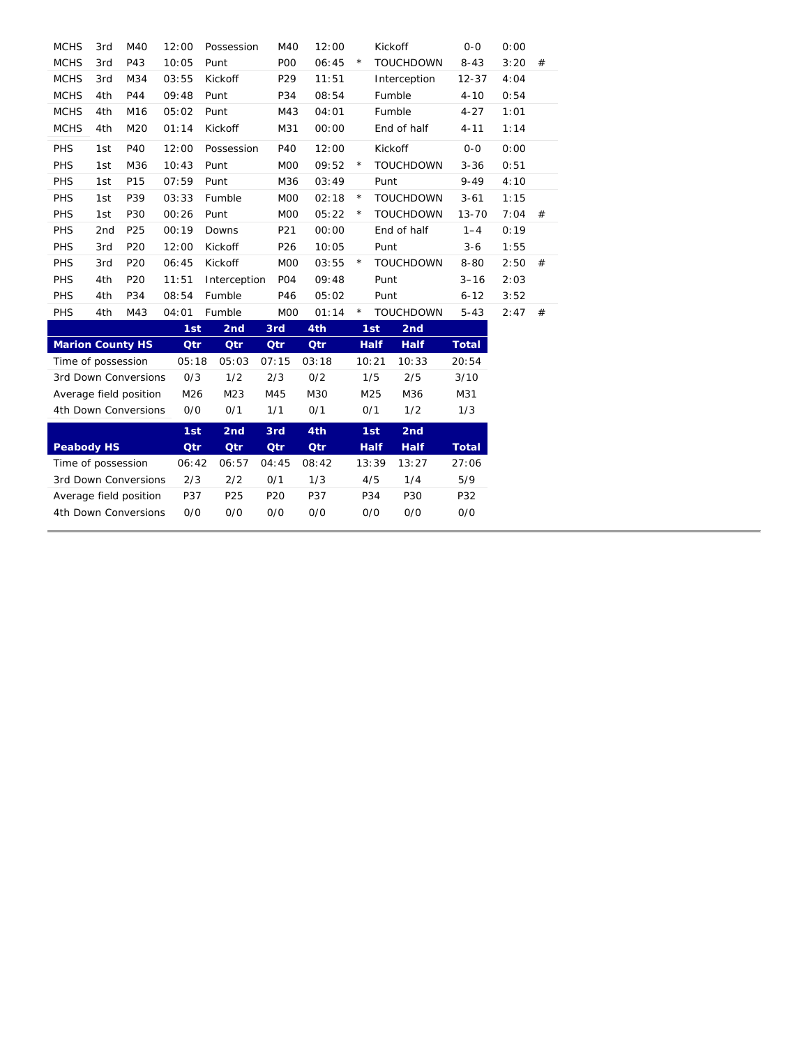| | | | | | | | | | | | |
|---|---|---|---|---|---|---|---|---|---|---|---|
| MCHS | 3rd | M40 | 12:00 | Possession | M40 | 12:00 | | Kickoff | 0-0 | 0:00 | |
| MCHS | 3rd | P43 | 10:05 | Punt | P00 | 06:45 | * | TOUCHDOWN | 8-43 | 3:20 | # |
| MCHS | 3rd | M34 | 03:55 | Kickoff | P29 | 11:51 | | Interception | 12-37 | 4:04 | |
| MCHS | 4th | P44 | 09:48 | Punt | P34 | 08:54 | | Fumble | 4-10 | 0:54 | |
| MCHS | 4th | M16 | 05:02 | Punt | M43 | 04:01 | | Fumble | 4-27 | 1:01 | |
| MCHS | 4th | M20 | 01:14 | Kickoff | M31 | 00:00 | | End of half | 4-11 | 1:14 | |
| PHS | 1st | P40 | 12:00 | Possession | P40 | 12:00 | | Kickoff | 0-0 | 0:00 | |
| PHS | 1st | M36 | 10:43 | Punt | M00 | 09:52 | * | TOUCHDOWN | 3-36 | 0:51 | |
| PHS | 1st | P15 | 07:59 | Punt | M36 | 03:49 | | Punt | 9-49 | 4:10 | |
| PHS | 1st | P39 | 03:33 | Fumble | M00 | 02:18 | * | TOUCHDOWN | 3-61 | 1:15 | |
| PHS | 1st | P30 | 00:26 | Punt | M00 | 05:22 | * | TOUCHDOWN | 13-70 | 7:04 | # |
| PHS | 2nd | P25 | 00:19 | Downs | P21 | 00:00 | | End of half | 1–4 | 0:19 | |
| PHS | 3rd | P20 | 12:00 | Kickoff | P26 | 10:05 | | Punt | 3-6 | 1:55 | |
| PHS | 3rd | P20 | 06:45 | Kickoff | M00 | 03:55 | * | TOUCHDOWN | 8-80 | 2:50 | # |
| PHS | 4th | P20 | 11:51 | Interception | P04 | 09:48 | | Punt | 3–16 | 2:03 | |
| PHS | 4th | P34 | 08:54 | Fumble | P46 | 05:02 | | Punt | 6-12 | 3:52 | |
| PHS | 4th | M43 | 04:01 | Fumble | M00 | 01:14 | * | TOUCHDOWN | 5-43 | 2:47 | # |

| **Marion County HS** | **1st Qtr** | **2nd Qtr** | **3rd Qtr** | **4th Qtr** | **1st Half** | **2nd Half** | **Total** |
|---|---|---|---|---|---|---|---|
| Time of possession | 05:18 | 05:03 | 07:15 | 03:18 | 10:21 | 10:33 | 20:54 |
| 3rd Down Conversions | 0/3 | 1/2 | 2/3 | 0/2 | 1/5 | 2/5 | 3/10 |
| Average field position | M26 | M23 | M45 | M30 | M25 | M36 | M31 |
| 4th Down Conversions | 0/0 | 0/1 | 1/1 | 0/1 | 0/1 | 1/2 | 1/3 |

| **Peabody HS** | **1st Qtr** | **2nd Qtr** | **3rd Qtr** | **4th Qtr** | **1st Half** | **2nd Half** | **Total** |
|---|---|---|---|---|---|---|---|
| Time of possession | 06:42 | 06:57 | 04:45 | 08:42 | 13:39 | 13:27 | 27:06 |
| 3rd Down Conversions | 2/3 | 2/2 | 0/1 | 1/3 | 4/5 | 1/4 | 5/9 |
| Average field position | P37 | P25 | P20 | P37 | P34 | P30 | P32 |
| 4th Down Conversions | 0/0 | 0/0 | 0/0 | 0/0 | 0/0 | 0/0 | 0/0 |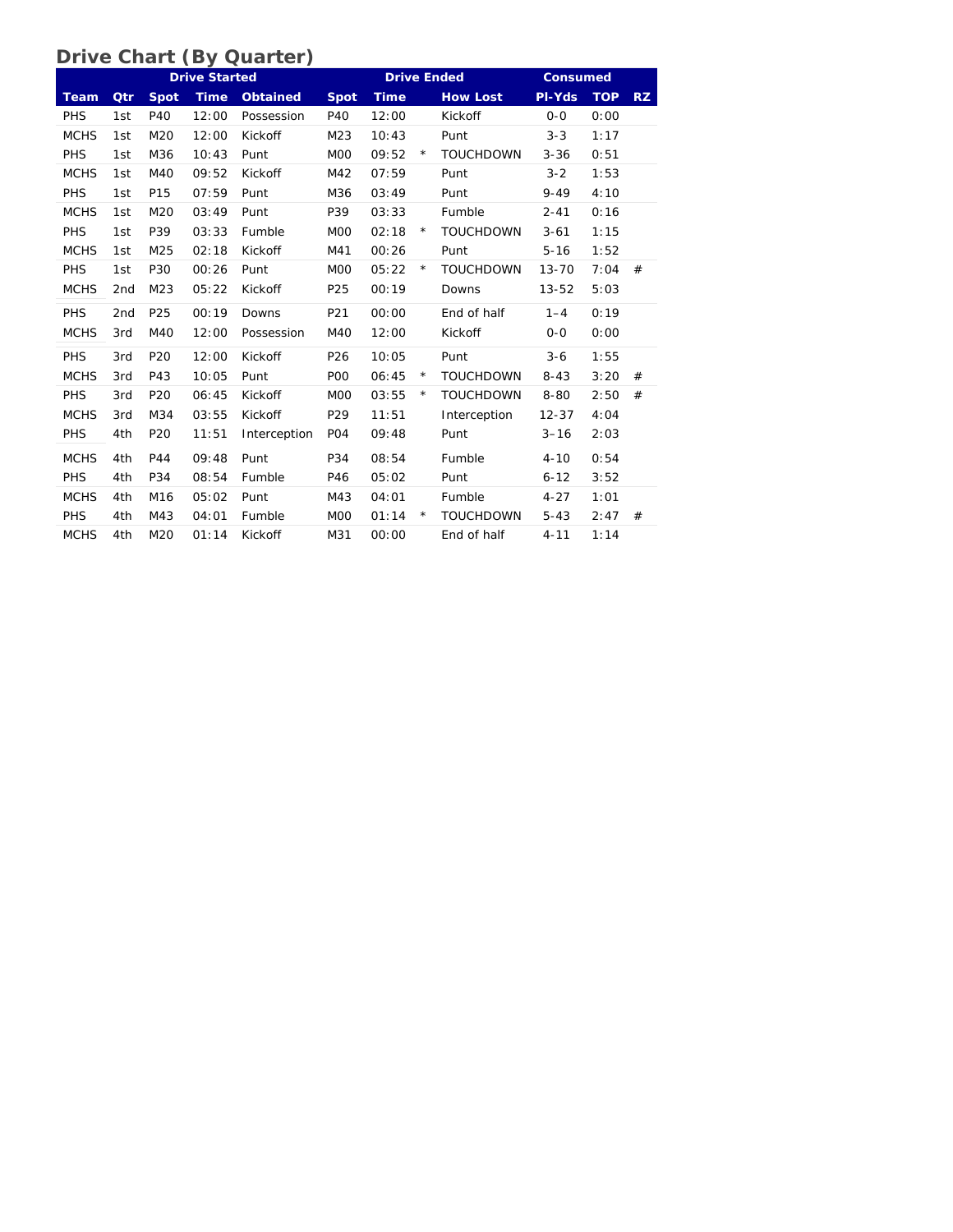## Drive Chart (By Quarter)

| Drive Started | | | | | Drive Ended | | | | Consumed | | |
|---|---|---|---|---|---|---|---|---|---|---|---|
| Team | Qtr | Spot | Time | Obtained | Spot | Time | | How Lost | Pl-Yds | TOP | RZ |
| PHS | 1st | P40 | 12:00 | Possession | P40 | 12:00 | | Kickoff | 0-0 | 0:00 | |
| MCHS | 1st | M20 | 12:00 | Kickoff | M23 | 10:43 | | Punt | 3-3 | 1:17 | |
| PHS | 1st | M36 | 10:43 | Punt | M00 | 09:52 | * | TOUCHDOWN | 3-36 | 0:51 | |
| MCHS | 1st | M40 | 09:52 | Kickoff | M42 | 07:59 | | Punt | 3-2 | 1:53 | |
| PHS | 1st | P15 | 07:59 | Punt | M36 | 03:49 | | Punt | 9-49 | 4:10 | |
| MCHS | 1st | M20 | 03:49 | Punt | P39 | 03:33 | | Fumble | 2-41 | 0:16 | |
| PHS | 1st | P39 | 03:33 | Fumble | M00 | 02:18 | * | TOUCHDOWN | 3-61 | 1:15 | |
| MCHS | 1st | M25 | 02:18 | Kickoff | M41 | 00:26 | | Punt | 5-16 | 1:52 | |
| PHS | 1st | P30 | 00:26 | Punt | M00 | 05:22 | * | TOUCHDOWN | 13-70 | 7:04 | # |
| MCHS | 2nd | M23 | 05:22 | Kickoff | P25 | 00:19 | | Downs | 13-52 | 5:03 | |
| PHS | 2nd | P25 | 00:19 | Downs | P21 | 00:00 | | End of half | 1–4 | 0:19 | |
| MCHS | 3rd | M40 | 12:00 | Possession | M40 | 12:00 | | Kickoff | 0-0 | 0:00 | |
| PHS | 3rd | P20 | 12:00 | Kickoff | P26 | 10:05 | | Punt | 3-6 | 1:55 | |
| MCHS | 3rd | P43 | 10:05 | Punt | P00 | 06:45 | * | TOUCHDOWN | 8-43 | 3:20 | # |
| PHS | 3rd | P20 | 06:45 | Kickoff | M00 | 03:55 | * | TOUCHDOWN | 8-80 | 2:50 | # |
| MCHS | 3rd | M34 | 03:55 | Kickoff | P29 | 11:51 | | Interception | 12-37 | 4:04 | |
| PHS | 4th | P20 | 11:51 | Interception | P04 | 09:48 | | Punt | 3–16 | 2:03 | |
| MCHS | 4th | P44 | 09:48 | Punt | P34 | 08:54 | | Fumble | 4-10 | 0:54 | |
| PHS | 4th | P34 | 08:54 | Fumble | P46 | 05:02 | | Punt | 6-12 | 3:52 | |
| MCHS | 4th | M16 | 05:02 | Punt | M43 | 04:01 | | Fumble | 4-27 | 1:01 | |
| PHS | 4th | M43 | 04:01 | Fumble | M00 | 01:14 | * | TOUCHDOWN | 5-43 | 2:47 | # |
| MCHS | 4th | M20 | 01:14 | Kickoff | M31 | 00:00 | | End of half | 4-11 | 1:14 | |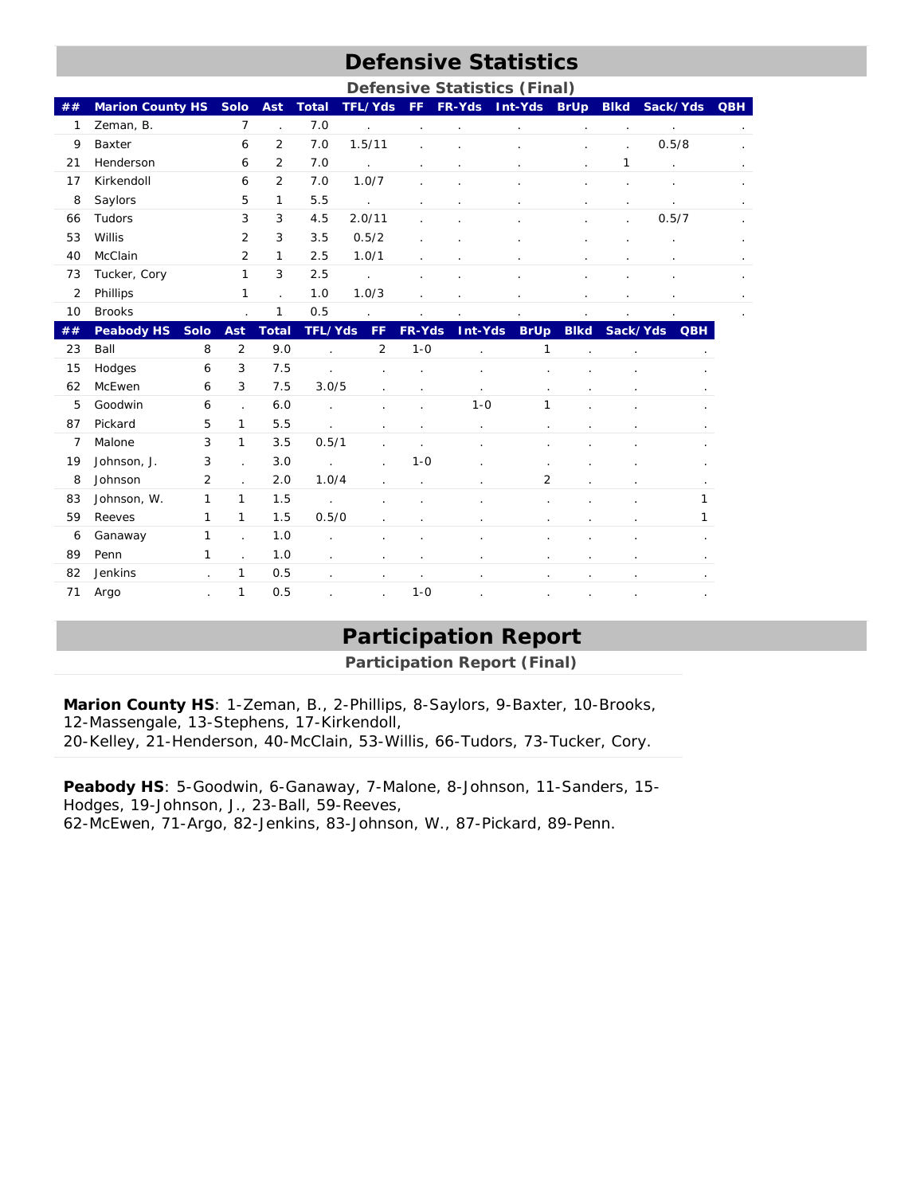# Defensive Statistics

## Defensive Statistics (Final)

| ## | Marion County HS | Solo | Ast | Total | TFL/Yds | FF | FR-Yds | Int-Yds | BrUp | Blkd | Sack/Yds | QBH |
|---|---|---|---|---|---|---|---|---|---|---|---|---|
| 1 | Zeman, B. | 7 | . | 7.0 | . | . | . | . | . | . | . | . |
| 9 | Baxter | 6 | 2 | 7.0 | 1.5/11 | . | . | . | . | . | 0.5/8 | . |
| 21 | Henderson | 6 | 2 | 7.0 | . | . | . | . | . | 1 | . | . |
| 17 | Kirkendoll | 6 | 2 | 7.0 | 1.0/7 | . | . | . | . | . | . | . |
| 8 | Saylors | 5 | 1 | 5.5 | . | . | . | . | . | . | . | . |
| 66 | Tudors | 3 | 3 | 4.5 | 2.0/11 | . | . | . | . | . | 0.5/7 | . |
| 53 | Willis | 2 | 3 | 3.5 | 0.5/2 | . | . | . | . | . | . | . |
| 40 | McClain | 2 | 1 | 2.5 | 1.0/1 | . | . | . | . | . | . | . |
| 73 | Tucker, Cory | 1 | 3 | 2.5 | . | . | . | . | . | . | . | . |
| 2 | Phillips | 1 | . | 1.0 | 1.0/3 | . | . | . | . | . | . | . |
| 10 | Brooks | . | 1 | 0.5 | . | . | . | . | . | . | . | . |

| ## | Peabody HS | Solo | Ast | Total | TFL/Yds | FF | FR-Yds | Int-Yds | BrUp | Blkd | Sack/Yds | QBH |
|---|---|---|---|---|---|---|---|---|---|---|---|---|
| 23 | Ball | 8 | 2 | 9.0 | . | 2 | 1-0 | . | 1 | . | . | . |
| 15 | Hodges | 6 | 3 | 7.5 | . | . | . | . | . | . | . | . |
| 62 | McEwen | 6 | 3 | 7.5 | 3.0/5 | . | . | . | . | . | . | . |
| 5 | Goodwin | 6 | . | 6.0 | . | . | . | 1-0 | 1 | . | . | . |
| 87 | Pickard | 5 | 1 | 5.5 | . | . | . | . | . | . | . | . |
| 7 | Malone | 3 | 1 | 3.5 | 0.5/1 | . | . | . | . | . | . | . |
| 19 | Johnson, J. | 3 | . | 3.0 | . | . | 1-0 | . | . | . | . | . |
| 8 | Johnson | 2 | . | 2.0 | 1.0/4 | . | . | . | 2 | . | . | . |
| 83 | Johnson, W. | 1 | 1 | 1.5 | . | . | . | . | . | . | . | 1 |
| 59 | Reeves | 1 | 1 | 1.5 | 0.5/0 | . | . | . | . | . | . | 1 |
| 6 | Ganaway | 1 | . | 1.0 | . | . | . | . | . | . | . | . |
| 89 | Penn | 1 | . | 1.0 | . | . | . | . | . | . | . | . |
| 82 | Jenkins | . | 1 | 0.5 | . | . | . | . | . | . | . | . |
| 71 | Argo | . | 1 | 0.5 | . | . | 1-0 | . | . | . | . | . |

# Participation Report

## Participation Report (Final)

**Marion County HS**: 1-Zeman, B., 2-Phillips, 8-Saylors, 9-Baxter, 10-Brooks, 12-Massengale, 13-Stephens, 17-Kirkendoll, 20-Kelley, 21-Henderson, 40-McClain, 53-Willis, 66-Tudors, 73-Tucker, Cory.

**Peabody HS**: 5-Goodwin, 6-Ganaway, 7-Malone, 8-Johnson, 11-Sanders, 15-Hodges, 19-Johnson, J., 23-Ball, 59-Reeves, 62-McEwen, 71-Argo, 82-Jenkins, 83-Johnson, W., 87-Pickard, 89-Penn.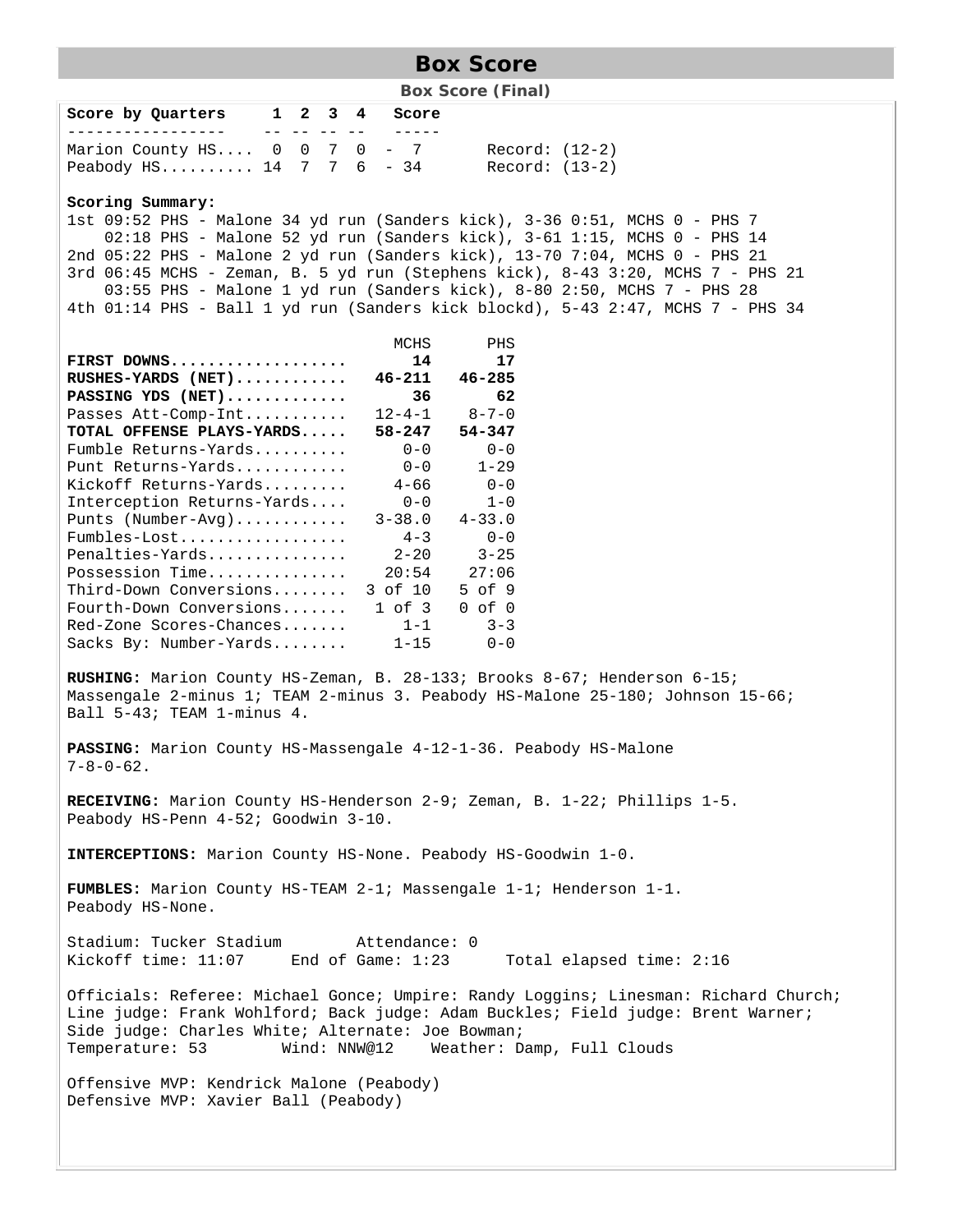# Box Score

**Box Score (Final)**

| Score by Quarters | 1 | 2 | 3 | 4 | Score | |
|---|---|---|---|---|---|---|
| Marion County HS | 0 | 0 | 7 | 0 | 7 | Record: (12-2) |
| Peabody HS | 14 | 7 | 7 | 6 | 34 | Record: (13-2) |

**Scoring Summary:**

1st 09:52 PHS - Malone 34 yd run (Sanders kick), 3-36 0:51, MCHS 0 - PHS 7
02:18 PHS - Malone 52 yd run (Sanders kick), 3-61 1:15, MCHS 0 - PHS 14
2nd 05:22 PHS - Malone 2 yd run (Sanders kick), 13-70 7:04, MCHS 0 - PHS 21
3rd 06:45 MCHS - Zeman, B. 5 yd run (Stephens kick), 8-43 3:20, MCHS 7 - PHS 21
03:55 PHS - Malone 1 yd run (Sanders kick), 8-80 2:50, MCHS 7 - PHS 28
4th 01:14 PHS - Ball 1 yd run (Sanders kick blockd), 5-43 2:47, MCHS 7 - PHS 34

| | MCHS | PHS |
|---|---|---|
| **FIRST DOWNS** | **14** | **17** |
| **RUSHES-YARDS (NET)** | **46-211** | **46-285** |
| **PASSING YDS (NET)** | **36** | **62** |
| Passes Att-Comp-Int | 12-4-1 | 8-7-0 |
| **TOTAL OFFENSE PLAYS-YARDS** | **58-247** | **54-347** |
| Fumble Returns-Yards | 0-0 | 0-0 |
| Punt Returns-Yards | 0-0 | 1-29 |
| Kickoff Returns-Yards | 4-66 | 0-0 |
| Interception Returns-Yards | 0-0 | 1-0 |
| Punts (Number-Avg) | 3-38.0 | 4-33.0 |
| Fumbles-Lost | 4-3 | 0-0 |
| Penalties-Yards | 2-20 | 3-25 |
| Possession Time | 20:54 | 27:06 |
| Third-Down Conversions | 3 of 10 | 5 of 9 |
| Fourth-Down Conversions | 1 of 3 | 0 of 0 |
| Red-Zone Scores-Chances | 1-1 | 3-3 |
| Sacks By: Number-Yards | 1-15 | 0-0 |

**RUSHING:** Marion County HS-Zeman, B. 28-133; Brooks 8-67; Henderson 6-15; Massengale 2-minus 1; TEAM 2-minus 3. Peabody HS-Malone 25-180; Johnson 15-66; Ball 5-43; TEAM 1-minus 4.

**PASSING:** Marion County HS-Massengale 4-12-1-36. Peabody HS-Malone 7-8-0-62.

**RECEIVING:** Marion County HS-Henderson 2-9; Zeman, B. 1-22; Phillips 1-5. Peabody HS-Penn 4-52; Goodwin 3-10.

**INTERCEPTIONS:** Marion County HS-None. Peabody HS-Goodwin 1-0.

**FUMBLES:** Marion County HS-TEAM 2-1; Massengale 1-1; Henderson 1-1. Peabody HS-None.

Stadium: Tucker Stadium Attendance: 0
Kickoff time: 11:07 End of Game: 1:23 Total elapsed time: 2:16

Officials: Referee: Michael Gonce; Umpire: Randy Loggins; Linesman: Richard Church; Line judge: Frank Wohlford; Back judge: Adam Buckles; Field judge: Brent Warner; Side judge: Charles White; Alternate: Joe Bowman;
Temperature: 53 Wind: NNW@12 Weather: Damp, Full Clouds

Offensive MVP: Kendrick Malone (Peabody)
Defensive MVP: Xavier Ball (Peabody)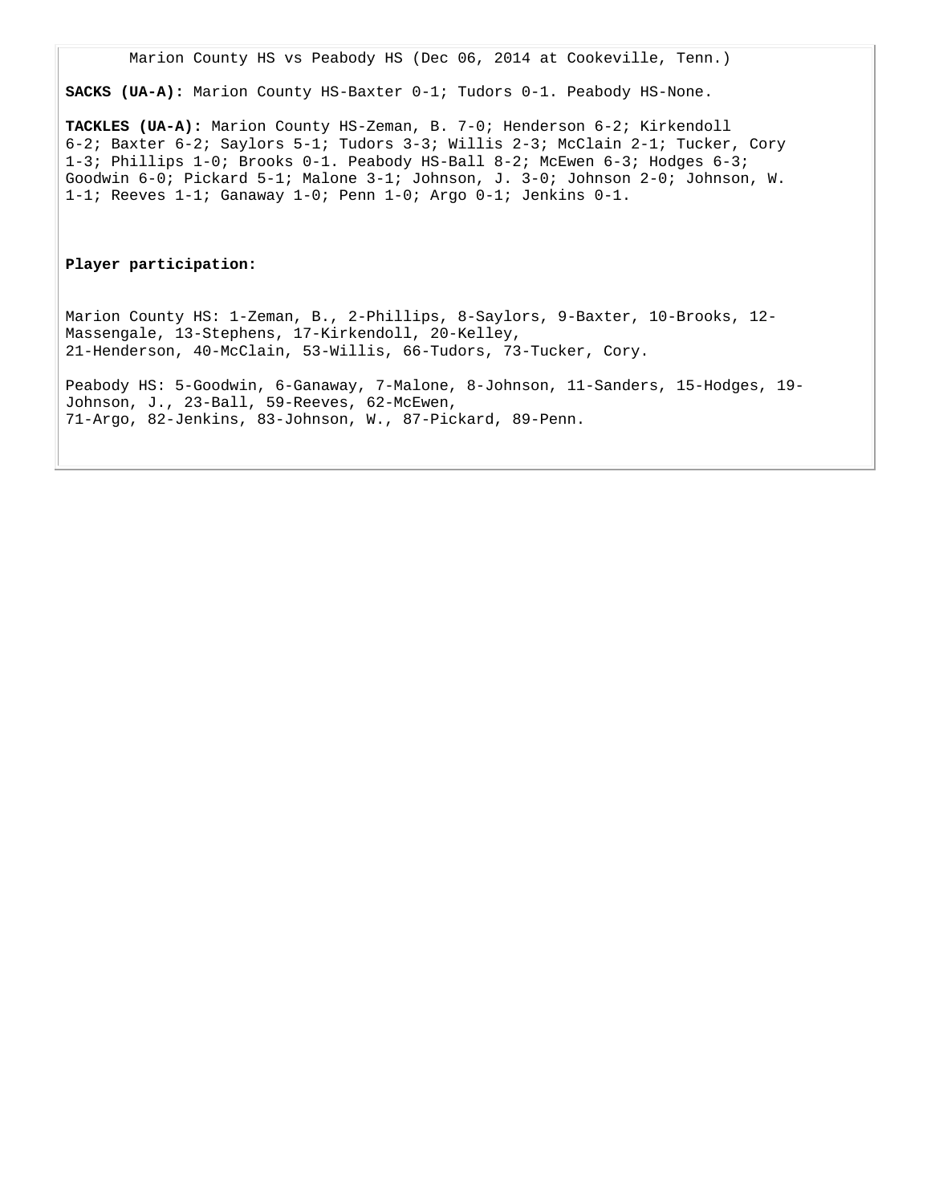Marion County HS vs Peabody HS (Dec 06, 2014 at Cookeville, Tenn.)

**SACKS (UA-A):** Marion County HS-Baxter 0-1; Tudors 0-1. Peabody HS-None.

**TACKLES (UA-A):** Marion County HS-Zeman, B. 7-0; Henderson 6-2; Kirkendoll 6-2; Baxter 6-2; Saylors 5-1; Tudors 3-3; Willis 2-3; McClain 2-1; Tucker, Cory 1-3; Phillips 1-0; Brooks 0-1. Peabody HS-Ball 8-2; McEwen 6-3; Hodges 6-3; Goodwin 6-0; Pickard 5-1; Malone 3-1; Johnson, J. 3-0; Johnson 2-0; Johnson, W. 1-1; Reeves 1-1; Ganaway 1-0; Penn 1-0; Argo 0-1; Jenkins 0-1.

**Player participation:**

Marion County HS: 1-Zeman, B., 2-Phillips, 8-Saylors, 9-Baxter, 10-Brooks, 12-Massengale, 13-Stephens, 17-Kirkendoll, 20-Kelley, 21-Henderson, 40-McClain, 53-Willis, 66-Tudors, 73-Tucker, Cory.

Peabody HS: 5-Goodwin, 6-Ganaway, 7-Malone, 8-Johnson, 11-Sanders, 15-Hodges, 19-Johnson, J., 23-Ball, 59-Reeves, 62-McEwen, 71-Argo, 82-Jenkins, 83-Johnson, W., 87-Pickard, 89-Penn.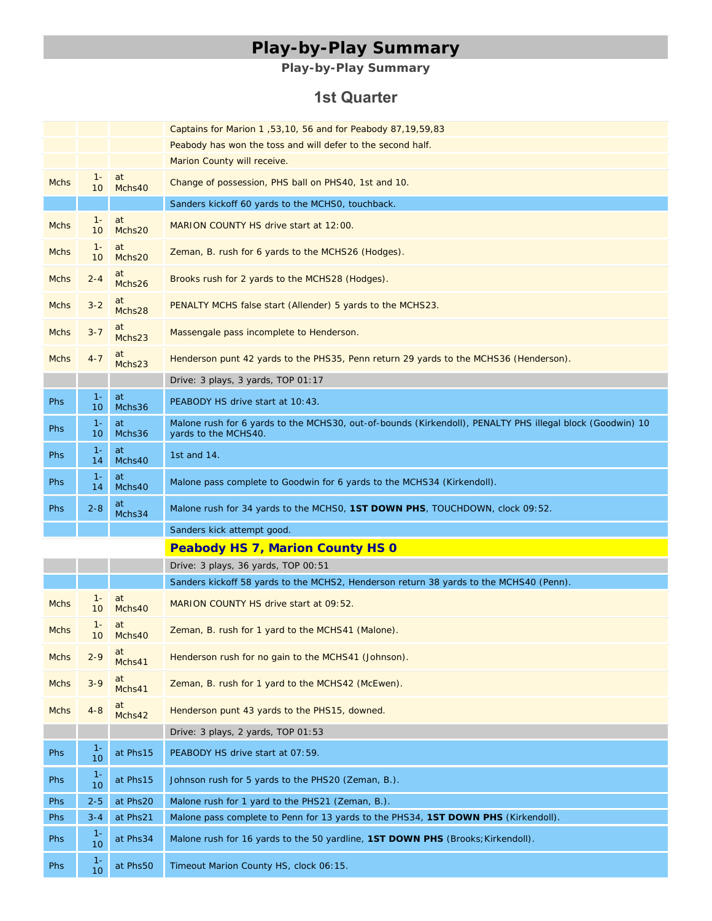# Play-by-Play Summary

**Play-by-Play Summary**

## 1st Quarter

| | | | |
|---|---|---|---|
| | | | Captains for Marion 1 ,53,10, 56 and for Peabody 87,19,59,83 |
| | | | Peabody has won the toss and will defer to the second half. |
| | | | Marion County will receive. |
| Mchs | 1-10 | at Mchs40 | Change of possession, PHS ball on PHS40, 1st and 10. |
| | | | Sanders kickoff 60 yards to the MCHS0, touchback. |
| Mchs | 1-10 | at Mchs20 | MARION COUNTY HS drive start at 12:00. |
| Mchs | 1-10 | at Mchs20 | Zeman, B. rush for 6 yards to the MCHS26 (Hodges). |
| Mchs | 2-4 | at Mchs26 | Brooks rush for 2 yards to the MCHS28 (Hodges). |
| Mchs | 3-2 | at Mchs28 | PENALTY MCHS false start (Allender) 5 yards to the MCHS23. |
| Mchs | 3-7 | at Mchs23 | Massengale pass incomplete to Henderson. |
| Mchs | 4-7 | at Mchs23 | Henderson punt 42 yards to the PHS35, Penn return 29 yards to the MCHS36 (Henderson). |
| | | | Drive: 3 plays, 3 yards, TOP 01:17 |
| Phs | 1-10 | at Mchs36 | PEABODY HS drive start at 10:43. |
| Phs | 1-10 | at Mchs36 | Malone rush for 6 yards to the MCHS30, out-of-bounds (Kirkendoll), PENALTY PHS illegal block (Goodwin) 10 yards to the MCHS40. |
| Phs | 1-14 | at Mchs40 | 1st and 14. |
| Phs | 1-14 | at Mchs40 | Malone pass complete to Goodwin for 6 yards to the MCHS34 (Kirkendoll). |
| Phs | 2-8 | at Mchs34 | Malone rush for 34 yards to the MCHS0, **1ST DOWN PHS**, TOUCHDOWN, clock 09:52. |
| | | | Sanders kick attempt good. |
| | | | **Peabody HS 7, Marion County HS 0** |
| | | | Drive: 3 plays, 36 yards, TOP 00:51 |
| | | | Sanders kickoff 58 yards to the MCHS2, Henderson return 38 yards to the MCHS40 (Penn). |
| Mchs | 1-10 | at Mchs40 | MARION COUNTY HS drive start at 09:52. |
| Mchs | 1-10 | at Mchs40 | Zeman, B. rush for 1 yard to the MCHS41 (Malone). |
| Mchs | 2-9 | at Mchs41 | Henderson rush for no gain to the MCHS41 (Johnson). |
| Mchs | 3-9 | at Mchs41 | Zeman, B. rush for 1 yard to the MCHS42 (McEwen). |
| Mchs | 4-8 | at Mchs42 | Henderson punt 43 yards to the PHS15, downed. |
| | | | Drive: 3 plays, 2 yards, TOP 01:53 |
| Phs | 1-10 | at Phs15 | PEABODY HS drive start at 07:59. |
| Phs | 1-10 | at Phs15 | Johnson rush for 5 yards to the PHS20 (Zeman, B.). |
| Phs | 2-5 | at Phs20 | Malone rush for 1 yard to the PHS21 (Zeman, B.). |
| Phs | 3-4 | at Phs21 | Malone pass complete to Penn for 13 yards to the PHS34, **1ST DOWN PHS** (Kirkendoll). |
| Phs | 1-10 | at Phs34 | Malone rush for 16 yards to the 50 yardline, **1ST DOWN PHS** (Brooks;Kirkendoll). |
| Phs | 1-10 | at Phs50 | Timeout Marion County HS, clock 06:15. |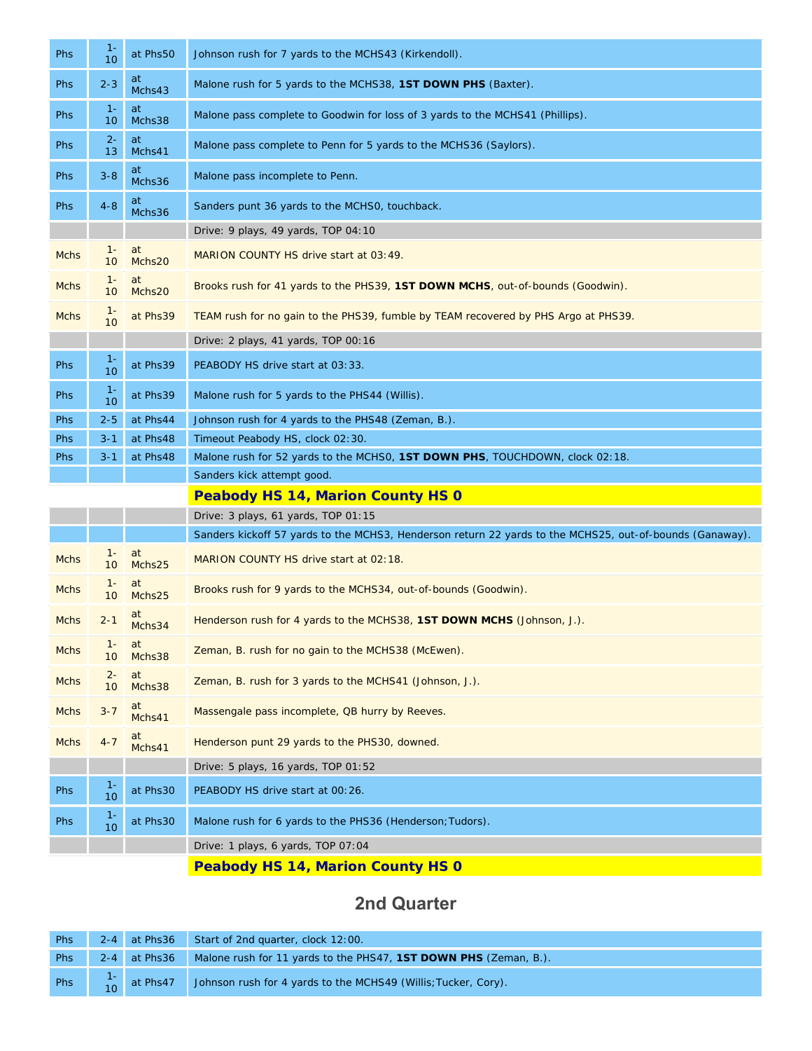| | | | |
|---|---|---|---|
| Phs | 1-10 | at Phs50 | Johnson rush for 7 yards to the MCHS43 (Kirkendoll). |
| Phs | 2-3 | at Mchs43 | Malone rush for 5 yards to the MCHS38, **1ST DOWN PHS** (Baxter). |
| Phs | 1-10 | at Mchs38 | Malone pass complete to Goodwin for loss of 3 yards to the MCHS41 (Phillips). |
| Phs | 2-13 | at Mchs41 | Malone pass complete to Penn for 5 yards to the MCHS36 (Saylors). |
| Phs | 3-8 | at Mchs36 | Malone pass incomplete to Penn. |
| Phs | 4-8 | at Mchs36 | Sanders punt 36 yards to the MCHS0, touchback. |
| | | | Drive: 9 plays, 49 yards, TOP 04:10 |
| Mchs | 1-10 | at Mchs20 | MARION COUNTY HS drive start at 03:49. |
| Mchs | 1-10 | at Mchs20 | Brooks rush for 41 yards to the PHS39, **1ST DOWN MCHS**, out-of-bounds (Goodwin). |
| Mchs | 1-10 | at Phs39 | TEAM rush for no gain to the PHS39, fumble by TEAM recovered by PHS Argo at PHS39. |
| | | | Drive: 2 plays, 41 yards, TOP 00:16 |
| Phs | 1-10 | at Phs39 | PEABODY HS drive start at 03:33. |
| Phs | 1-10 | at Phs39 | Malone rush for 5 yards to the PHS44 (Willis). |
| Phs | 2-5 | at Phs44 | Johnson rush for 4 yards to the PHS48 (Zeman, B.). |
| Phs | 3-1 | at Phs48 | Timeout Peabody HS, clock 02:30. |
| Phs | 3-1 | at Phs48 | Malone rush for 52 yards to the MCHS0, **1ST DOWN PHS**, TOUCHDOWN, clock 02:18. |
| | | | Sanders kick attempt good. |
| | | | **Peabody HS 14, Marion County HS 0** |
| | | | Drive: 3 plays, 61 yards, TOP 01:15 |
| | | | Sanders kickoff 57 yards to the MCHS3, Henderson return 22 yards to the MCHS25, out-of-bounds (Ganaway). |
| Mchs | 1-10 | at Mchs25 | MARION COUNTY HS drive start at 02:18. |
| Mchs | 1-10 | at Mchs25 | Brooks rush for 9 yards to the MCHS34, out-of-bounds (Goodwin). |
| Mchs | 2-1 | at Mchs34 | Henderson rush for 4 yards to the MCHS38, **1ST DOWN MCHS** (Johnson, J.). |
| Mchs | 1-10 | at Mchs38 | Zeman, B. rush for no gain to the MCHS38 (McEwen). |
| Mchs | 2-10 | at Mchs38 | Zeman, B. rush for 3 yards to the MCHS41 (Johnson, J.). |
| Mchs | 3-7 | at Mchs41 | Massengale pass incomplete, QB hurry by Reeves. |
| Mchs | 4-7 | at Mchs41 | Henderson punt 29 yards to the PHS30, downed. |
| | | | Drive: 5 plays, 16 yards, TOP 01:52 |
| Phs | 1-10 | at Phs30 | PEABODY HS drive start at 00:26. |
| Phs | 1-10 | at Phs30 | Malone rush for 6 yards to the PHS36 (Henderson;Tudors). |
| | | | Drive: 1 plays, 6 yards, TOP 07:04 |
| | | | **Peabody HS 14, Marion County HS 0** |

## 2nd Quarter

| | | | |
|---|---|---|---|
| Phs | 2-4 | at Phs36 | Start of 2nd quarter, clock 12:00. |
| Phs | 2-4 | at Phs36 | Malone rush for 11 yards to the PHS47, **1ST DOWN PHS** (Zeman, B.). |
| Phs | 1-10 | at Phs47 | Johnson rush for 4 yards to the MCHS49 (Willis;Tucker, Cory). |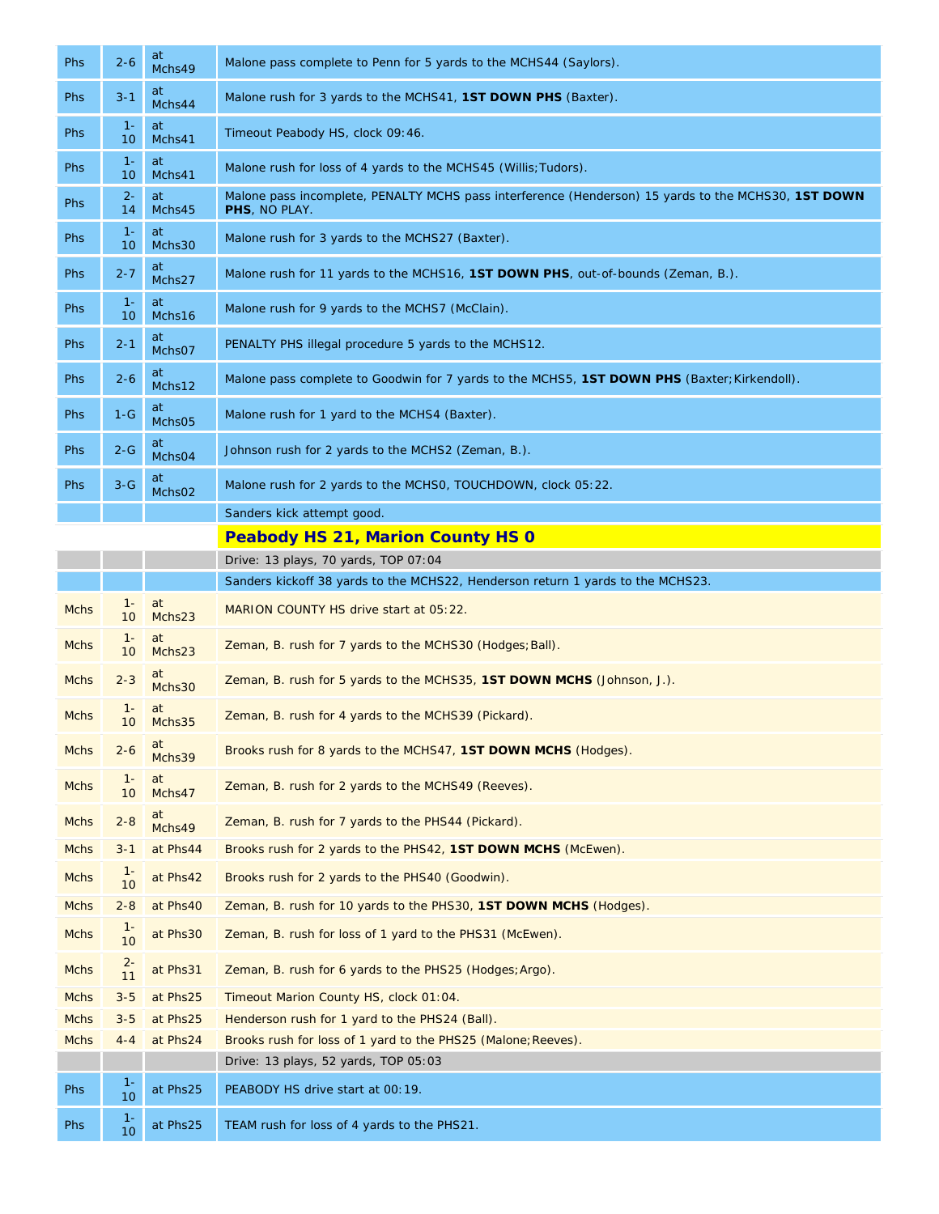| | | | |
|---|---|---|---|
| Phs | 2-6 | at Mchs49 | Malone pass complete to Penn for 5 yards to the MCHS44 (Saylors). |
| Phs | 3-1 | at Mchs44 | Malone rush for 3 yards to the MCHS41, **1ST DOWN PHS** (Baxter). |
| Phs | 1-10 | at Mchs41 | Timeout Peabody HS, clock 09:46. |
| Phs | 1-10 | at Mchs41 | Malone rush for loss of 4 yards to the MCHS45 (Willis;Tudors). |
| Phs | 2-14 | at Mchs45 | Malone pass incomplete, PENALTY MCHS pass interference (Henderson) 15 yards to the MCHS30, **1ST DOWN PHS**, NO PLAY. |
| Phs | 1-10 | at Mchs30 | Malone rush for 3 yards to the MCHS27 (Baxter). |
| Phs | 2-7 | at Mchs27 | Malone rush for 11 yards to the MCHS16, **1ST DOWN PHS**, out-of-bounds (Zeman, B.). |
| Phs | 1-10 | at Mchs16 | Malone rush for 9 yards to the MCHS7 (McClain). |
| Phs | 2-1 | at Mchs07 | PENALTY PHS illegal procedure 5 yards to the MCHS12. |
| Phs | 2-6 | at Mchs12 | Malone pass complete to Goodwin for 7 yards to the MCHS5, **1ST DOWN PHS** (Baxter;Kirkendoll). |
| Phs | 1-G | at Mchs05 | Malone rush for 1 yard to the MCHS4 (Baxter). |
| Phs | 2-G | at Mchs04 | Johnson rush for 2 yards to the MCHS2 (Zeman, B.). |
| Phs | 3-G | at Mchs02 | Malone rush for 2 yards to the MCHS0, TOUCHDOWN, clock 05:22. |
| | | | Sanders kick attempt good. |
| | | | **Peabody HS 21, Marion County HS 0** |
| | | | Drive: 13 plays, 70 yards, TOP 07:04 |
| | | | Sanders kickoff 38 yards to the MCHS22, Henderson return 1 yards to the MCHS23. |
| Mchs | 1-10 | at Mchs23 | MARION COUNTY HS drive start at 05:22. |
| Mchs | 1-10 | at Mchs23 | Zeman, B. rush for 7 yards to the MCHS30 (Hodges;Ball). |
| Mchs | 2-3 | at Mchs30 | Zeman, B. rush for 5 yards to the MCHS35, **1ST DOWN MCHS** (Johnson, J.). |
| Mchs | 1-10 | at Mchs35 | Zeman, B. rush for 4 yards to the MCHS39 (Pickard). |
| Mchs | 2-6 | at Mchs39 | Brooks rush for 8 yards to the MCHS47, **1ST DOWN MCHS** (Hodges). |
| Mchs | 1-10 | at Mchs47 | Zeman, B. rush for 2 yards to the MCHS49 (Reeves). |
| Mchs | 2-8 | at Mchs49 | Zeman, B. rush for 7 yards to the PHS44 (Pickard). |
| Mchs | 3-1 | at Phs44 | Brooks rush for 2 yards to the PHS42, **1ST DOWN MCHS** (McEwen). |
| Mchs | 1-10 | at Phs42 | Brooks rush for 2 yards to the PHS40 (Goodwin). |
| Mchs | 2-8 | at Phs40 | Zeman, B. rush for 10 yards to the PHS30, **1ST DOWN MCHS** (Hodges). |
| Mchs | 1-10 | at Phs30 | Zeman, B. rush for loss of 1 yard to the PHS31 (McEwen). |
| Mchs | 2-11 | at Phs31 | Zeman, B. rush for 6 yards to the PHS25 (Hodges;Argo). |
| Mchs | 3-5 | at Phs25 | Timeout Marion County HS, clock 01:04. |
| Mchs | 3-5 | at Phs25 | Henderson rush for 1 yard to the PHS24 (Ball). |
| Mchs | 4-4 | at Phs24 | Brooks rush for loss of 1 yard to the PHS25 (Malone;Reeves). |
| | | | Drive: 13 plays, 52 yards, TOP 05:03 |
| Phs | 1-10 | at Phs25 | PEABODY HS drive start at 00:19. |
| Phs | 1-10 | at Phs25 | TEAM rush for loss of 4 yards to the PHS21. |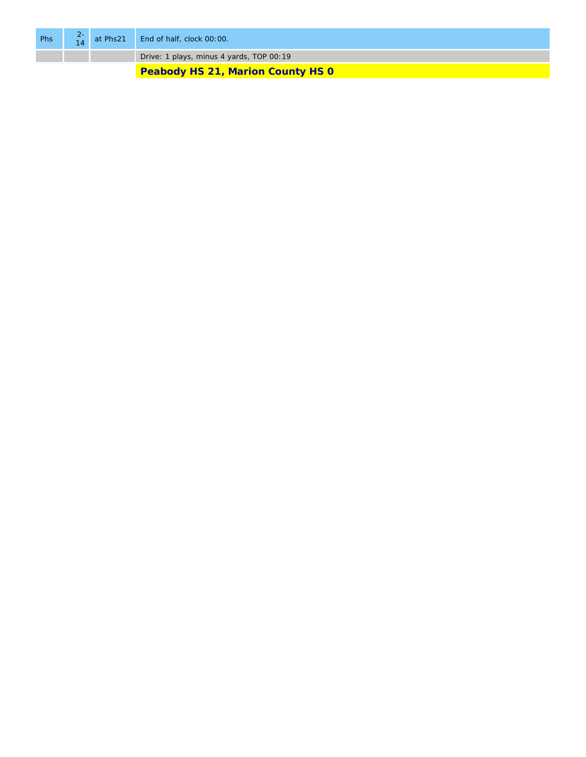| Phs | 2-14 | at Phs21 | End of half, clock 00:00. |
|---|---|---|---|
| | | | Drive: 1 plays, minus 4 yards, TOP 00:19 |
| | | | **Peabody HS 21, Marion County HS 0** |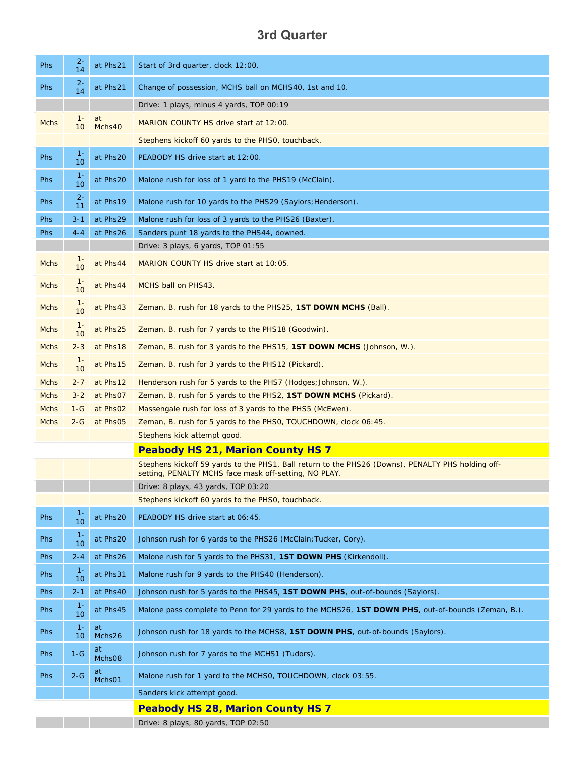# 3rd Quarter

| | | | |
|---|---|---|---|
| Phs | 2-14 | at Phs21 | Start of 3rd quarter, clock 12:00. |
| Phs | 2-14 | at Phs21 | Change of possession, MCHS ball on MCHS40, 1st and 10. |
| | | | Drive: 1 plays, minus 4 yards, TOP 00:19 |
| Mchs | 1-10 | at Mchs40 | MARION COUNTY HS drive start at 12:00. |
| | | | Stephens kickoff 60 yards to the PHS0, touchback. |
| Phs | 1-10 | at Phs20 | PEABODY HS drive start at 12:00. |
| Phs | 1-10 | at Phs20 | Malone rush for loss of 1 yard to the PHS19 (McClain). |
| Phs | 2-11 | at Phs19 | Malone rush for 10 yards to the PHS29 (Saylors;Henderson). |
| Phs | 3-1 | at Phs29 | Malone rush for loss of 3 yards to the PHS26 (Baxter). |
| Phs | 4-4 | at Phs26 | Sanders punt 18 yards to the PHS44, downed. |
| | | | Drive: 3 plays, 6 yards, TOP 01:55 |
| Mchs | 1-10 | at Phs44 | MARION COUNTY HS drive start at 10:05. |
| Mchs | 1-10 | at Phs44 | MCHS ball on PHS43. |
| Mchs | 1-10 | at Phs43 | Zeman, B. rush for 18 yards to the PHS25, **1ST DOWN MCHS** (Ball). |
| Mchs | 1-10 | at Phs25 | Zeman, B. rush for 7 yards to the PHS18 (Goodwin). |
| Mchs | 2-3 | at Phs18 | Zeman, B. rush for 3 yards to the PHS15, **1ST DOWN MCHS** (Johnson, W.). |
| Mchs | 1-10 | at Phs15 | Zeman, B. rush for 3 yards to the PHS12 (Pickard). |
| Mchs | 2-7 | at Phs12 | Henderson rush for 5 yards to the PHS7 (Hodges;Johnson, W.). |
| Mchs | 3-2 | at Phs07 | Zeman, B. rush for 5 yards to the PHS2, **1ST DOWN MCHS** (Pickard). |
| Mchs | 1-G | at Phs02 | Massengale rush for loss of 3 yards to the PHS5 (McEwen). |
| Mchs | 2-G | at Phs05 | Zeman, B. rush for 5 yards to the PHS0, TOUCHDOWN, clock 06:45. |
| | | | Stephens kick attempt good. |
| | | | **Peabody HS 21, Marion County HS 7** |
| | | | Stephens kickoff 59 yards to the PHS1, Ball return to the PHS26 (Downs), PENALTY PHS holding off-setting, PENALTY MCHS face mask off-setting, NO PLAY. |
| | | | Drive: 8 plays, 43 yards, TOP 03:20 |
| | | | Stephens kickoff 60 yards to the PHS0, touchback. |
| Phs | 1-10 | at Phs20 | PEABODY HS drive start at 06:45. |
| Phs | 1-10 | at Phs20 | Johnson rush for 6 yards to the PHS26 (McClain;Tucker, Cory). |
| Phs | 2-4 | at Phs26 | Malone rush for 5 yards to the PHS31, **1ST DOWN PHS** (Kirkendoll). |
| Phs | 1-10 | at Phs31 | Malone rush for 9 yards to the PHS40 (Henderson). |
| Phs | 2-1 | at Phs40 | Johnson rush for 5 yards to the PHS45, **1ST DOWN PHS**, out-of-bounds (Saylors). |
| Phs | 1-10 | at Phs45 | Malone pass complete to Penn for 29 yards to the MCHS26, **1ST DOWN PHS**, out-of-bounds (Zeman, B.). |
| Phs | 1-10 | at Mchs26 | Johnson rush for 18 yards to the MCHS8, **1ST DOWN PHS**, out-of-bounds (Saylors). |
| Phs | 1-G | at Mchs08 | Johnson rush for 7 yards to the MCHS1 (Tudors). |
| Phs | 2-G | at Mchs01 | Malone rush for 1 yard to the MCHS0, TOUCHDOWN, clock 03:55. |
| | | | Sanders kick attempt good. |
| | | | **Peabody HS 28, Marion County HS 7** |
| | | | Drive: 8 plays, 80 yards, TOP 02:50 |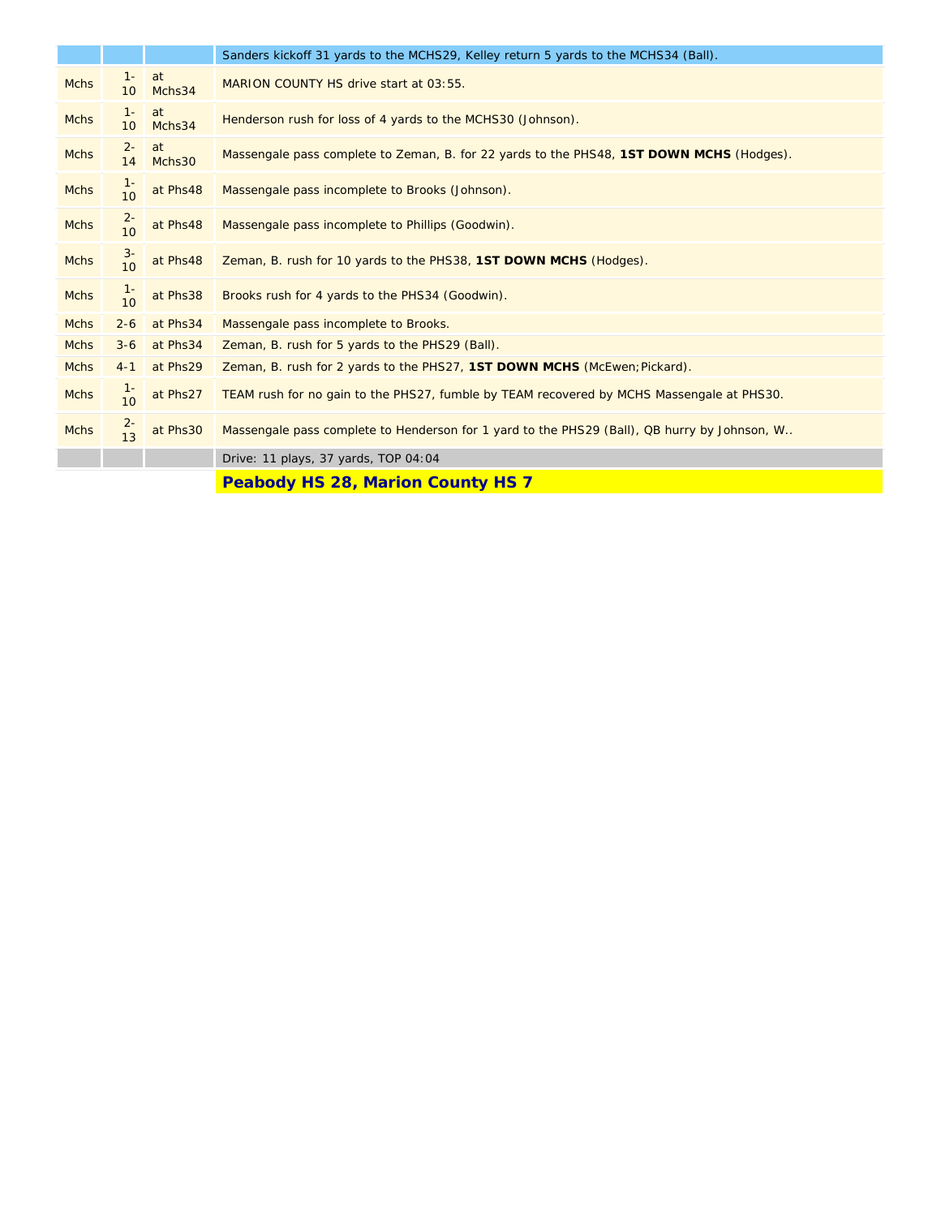| | | | |
|---|---|---|---|
| | | | Sanders kickoff 31 yards to the MCHS29, Kelley return 5 yards to the MCHS34 (Ball). |
| Mchs | 1-10 | at Mchs34 | MARION COUNTY HS drive start at 03:55. |
| Mchs | 1-10 | at Mchs34 | Henderson rush for loss of 4 yards to the MCHS30 (Johnson). |
| Mchs | 2-14 | at Mchs30 | Massengale pass complete to Zeman, B. for 22 yards to the PHS48, **1ST DOWN MCHS** (Hodges). |
| Mchs | 1-10 | at Phs48 | Massengale pass incomplete to Brooks (Johnson). |
| Mchs | 2-10 | at Phs48 | Massengale pass incomplete to Phillips (Goodwin). |
| Mchs | 3-10 | at Phs48 | Zeman, B. rush for 10 yards to the PHS38, **1ST DOWN MCHS** (Hodges). |
| Mchs | 1-10 | at Phs38 | Brooks rush for 4 yards to the PHS34 (Goodwin). |
| Mchs | 2-6 | at Phs34 | Massengale pass incomplete to Brooks. |
| Mchs | 3-6 | at Phs34 | Zeman, B. rush for 5 yards to the PHS29 (Ball). |
| Mchs | 4-1 | at Phs29 | Zeman, B. rush for 2 yards to the PHS27, **1ST DOWN MCHS** (McEwen;Pickard). |
| Mchs | 1-10 | at Phs27 | TEAM rush for no gain to the PHS27, fumble by TEAM recovered by MCHS Massengale at PHS30. |
| Mchs | 2-13 | at Phs30 | Massengale pass complete to Henderson for 1 yard to the PHS29 (Ball), QB hurry by Johnson, W.. |
| | | | Drive: 11 plays, 37 yards, TOP 04:04 |
| | | | **Peabody HS 28, Marion County HS 7** |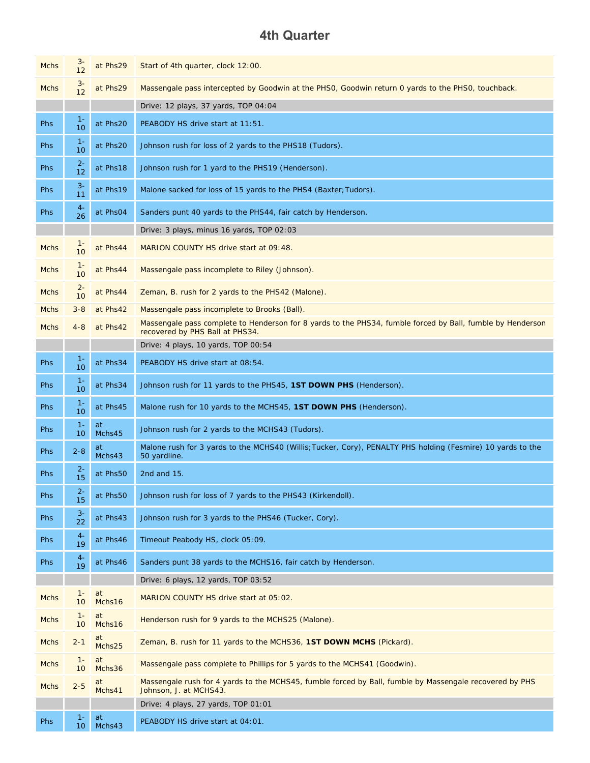# 4th Quarter

| | | | |
|---|---|---|---|
| Mchs | 3-12 | at Phs29 | Start of 4th quarter, clock 12:00. |
| Mchs | 3-12 | at Phs29 | Massengale pass intercepted by Goodwin at the PHS0, Goodwin return 0 yards to the PHS0, touchback. |
| | | | Drive: 12 plays, 37 yards, TOP 04:04 |
| Phs | 1-10 | at Phs20 | PEABODY HS drive start at 11:51. |
| Phs | 1-10 | at Phs20 | Johnson rush for loss of 2 yards to the PHS18 (Tudors). |
| Phs | 2-12 | at Phs18 | Johnson rush for 1 yard to the PHS19 (Henderson). |
| Phs | 3-11 | at Phs19 | Malone sacked for loss of 15 yards to the PHS4 (Baxter;Tudors). |
| Phs | 4-26 | at Phs04 | Sanders punt 40 yards to the PHS44, fair catch by Henderson. |
| | | | Drive: 3 plays, minus 16 yards, TOP 02:03 |
| Mchs | 1-10 | at Phs44 | MARION COUNTY HS drive start at 09:48. |
| Mchs | 1-10 | at Phs44 | Massengale pass incomplete to Riley (Johnson). |
| Mchs | 2-10 | at Phs44 | Zeman, B. rush for 2 yards to the PHS42 (Malone). |
| Mchs | 3-8 | at Phs42 | Massengale pass incomplete to Brooks (Ball). |
| Mchs | 4-8 | at Phs42 | Massengale pass complete to Henderson for 8 yards to the PHS34, fumble forced by Ball, fumble by Henderson recovered by PHS Ball at PHS34. |
| | | | Drive: 4 plays, 10 yards, TOP 00:54 |
| Phs | 1-10 | at Phs34 | PEABODY HS drive start at 08:54. |
| Phs | 1-10 | at Phs34 | Johnson rush for 11 yards to the PHS45, **1ST DOWN PHS** (Henderson). |
| Phs | 1-10 | at Phs45 | Malone rush for 10 yards to the MCHS45, **1ST DOWN PHS** (Henderson). |
| Phs | 1-10 | at Mchs45 | Johnson rush for 2 yards to the MCHS43 (Tudors). |
| Phs | 2-8 | at Mchs43 | Malone rush for 3 yards to the MCHS40 (Willis;Tucker, Cory), PENALTY PHS holding (Fesmire) 10 yards to the 50 yardline. |
| Phs | 2-15 | at Phs50 | 2nd and 15. |
| Phs | 2-15 | at Phs50 | Johnson rush for loss of 7 yards to the PHS43 (Kirkendoll). |
| Phs | 3-22 | at Phs43 | Johnson rush for 3 yards to the PHS46 (Tucker, Cory). |
| Phs | 4-19 | at Phs46 | Timeout Peabody HS, clock 05:09. |
| Phs | 4-19 | at Phs46 | Sanders punt 38 yards to the MCHS16, fair catch by Henderson. |
| | | | Drive: 6 plays, 12 yards, TOP 03:52 |
| Mchs | 1-10 | at Mchs16 | MARION COUNTY HS drive start at 05:02. |
| Mchs | 1-10 | at Mchs16 | Henderson rush for 9 yards to the MCHS25 (Malone). |
| Mchs | 2-1 | at Mchs25 | Zeman, B. rush for 11 yards to the MCHS36, **1ST DOWN MCHS** (Pickard). |
| Mchs | 1-10 | at Mchs36 | Massengale pass complete to Phillips for 5 yards to the MCHS41 (Goodwin). |
| Mchs | 2-5 | at Mchs41 | Massengale rush for 4 yards to the MCHS45, fumble forced by Ball, fumble by Massengale recovered by PHS Johnson, J. at MCHS43. |
| | | | Drive: 4 plays, 27 yards, TOP 01:01 |
| Phs | 1-10 | at Mchs43 | PEABODY HS drive start at 04:01. |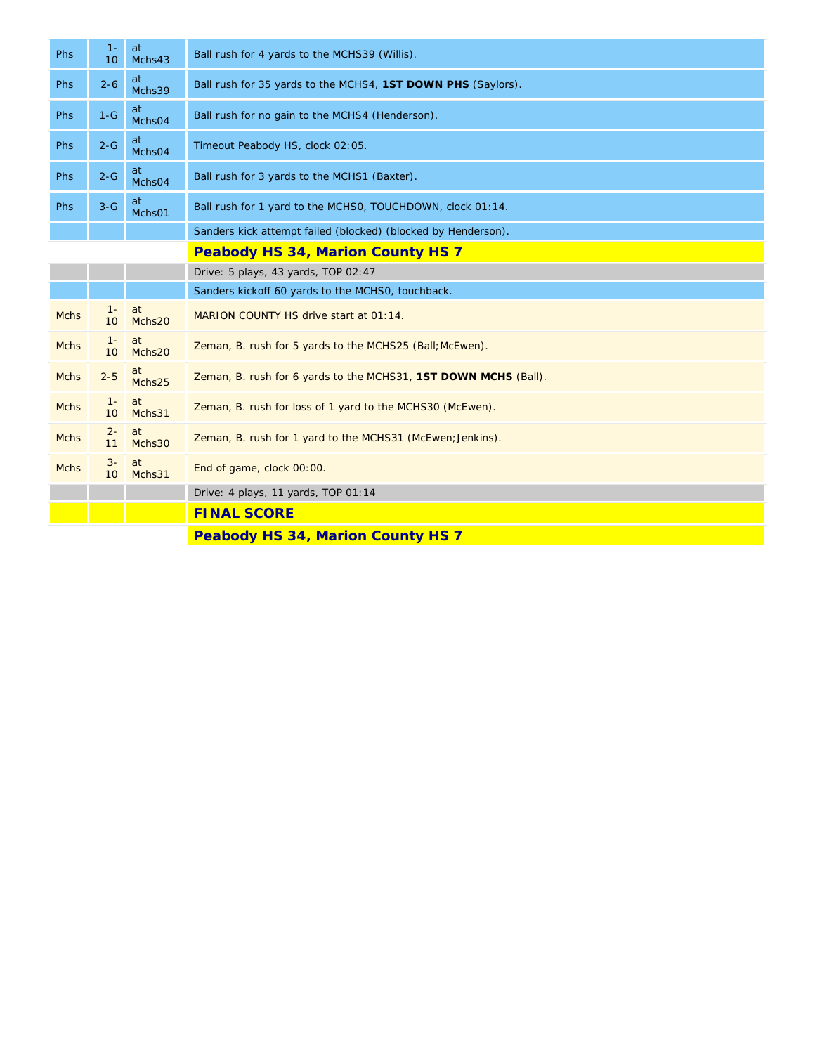| | | | |
|---|---|---|---|
| Phs | 1-10 | at Mchs43 | Ball rush for 4 yards to the MCHS39 (Willis). |
| Phs | 2-6 | at Mchs39 | Ball rush for 35 yards to the MCHS4, **1ST DOWN PHS** (Saylors). |
| Phs | 1-G | at Mchs04 | Ball rush for no gain to the MCHS4 (Henderson). |
| Phs | 2-G | at Mchs04 | Timeout Peabody HS, clock 02:05. |
| Phs | 2-G | at Mchs04 | Ball rush for 3 yards to the MCHS1 (Baxter). |
| Phs | 3-G | at Mchs01 | Ball rush for 1 yard to the MCHS0, TOUCHDOWN, clock 01:14. |
| | | | Sanders kick attempt failed (blocked) (blocked by Henderson). |
| | | | **Peabody HS 34, Marion County HS 7** |
| | | | Drive: 5 plays, 43 yards, TOP 02:47 |
| | | | Sanders kickoff 60 yards to the MCHS0, touchback. |
| Mchs | 1-10 | at Mchs20 | MARION COUNTY HS drive start at 01:14. |
| Mchs | 1-10 | at Mchs20 | Zeman, B. rush for 5 yards to the MCHS25 (Ball;McEwen). |
| Mchs | 2-5 | at Mchs25 | Zeman, B. rush for 6 yards to the MCHS31, **1ST DOWN MCHS** (Ball). |
| Mchs | 1-10 | at Mchs31 | Zeman, B. rush for loss of 1 yard to the MCHS30 (McEwen). |
| Mchs | 2-11 | at Mchs30 | Zeman, B. rush for 1 yard to the MCHS31 (McEwen;Jenkins). |
| Mchs | 3-10 | at Mchs31 | End of game, clock 00:00. |
| | | | Drive: 4 plays, 11 yards, TOP 01:14 |
| | | | **FINAL SCORE** |
| | | | **Peabody HS 34, Marion County HS 7** |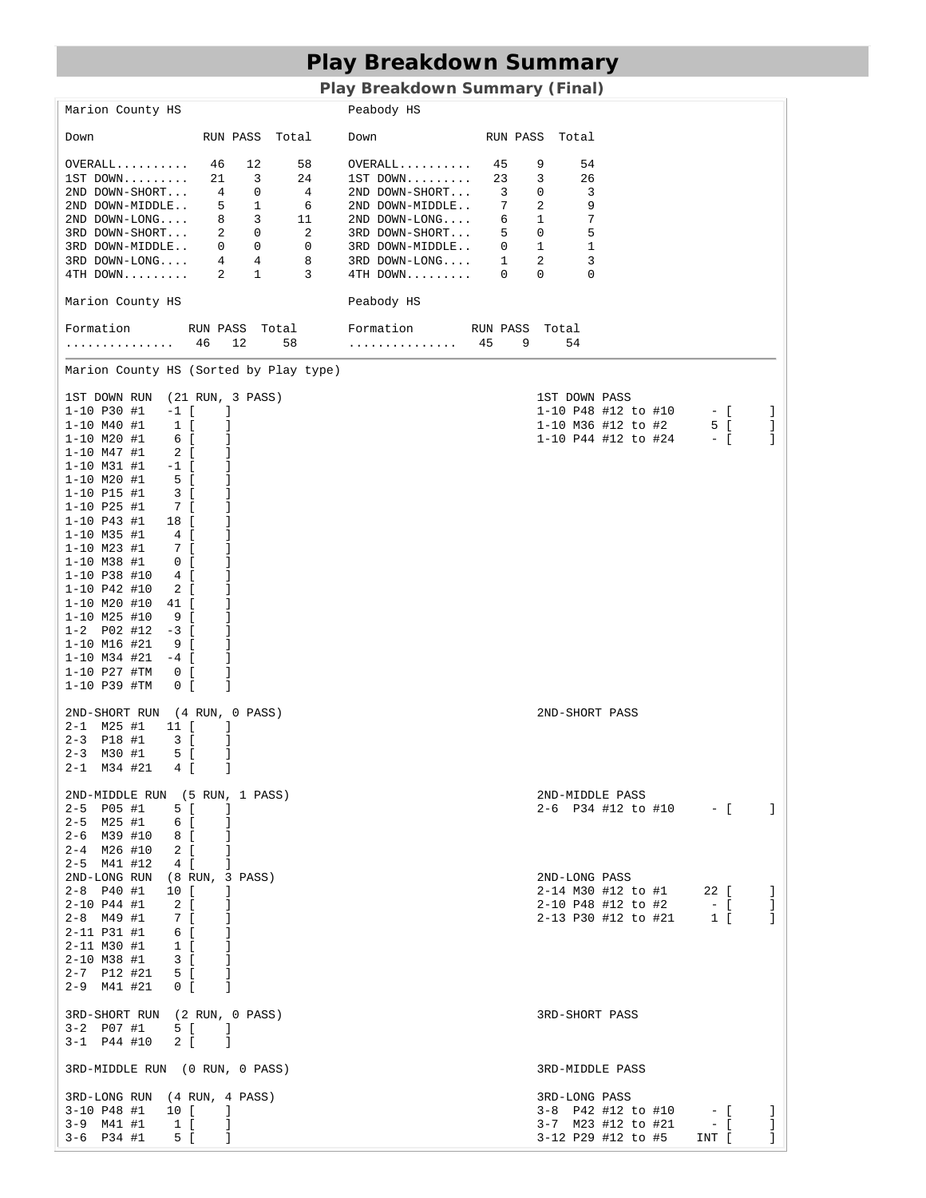# Play Breakdown Summary

## Play Breakdown Summary (Final)

| Marion County HS | RUN | PASS | Total | Peabody HS | RUN | PASS | Total |
|---|---|---|---|---|---|---|---|
| OVERALL.......... | 46 | 12 | 58 | OVERALL.......... | 45 | 9 | 54 |
| 1ST DOWN......... | 21 | 3 | 24 | 1ST DOWN......... | 23 | 3 | 26 |
| 2ND DOWN-SHORT... | 4 | 0 | 4 | 2ND DOWN-SHORT... | 3 | 0 | 3 |
| 2ND DOWN-MIDDLE.. | 5 | 1 | 6 | 2ND DOWN-MIDDLE.. | 7 | 2 | 9 |
| 2ND DOWN-LONG.... | 8 | 3 | 11 | 2ND DOWN-LONG.... | 6 | 1 | 7 |
| 3RD DOWN-SHORT... | 2 | 0 | 2 | 3RD DOWN-SHORT... | 5 | 0 | 5 |
| 3RD DOWN-MIDDLE.. | 0 | 0 | 0 | 3RD DOWN-MIDDLE.. | 0 | 1 | 1 |
| 3RD DOWN-LONG.... | 4 | 4 | 8 | 3RD DOWN-LONG.... | 1 | 2 | 3 |
| 4TH DOWN......... | 2 | 1 | 3 | 4TH DOWN......... | 0 | 0 | 0 |

| Marion County HS Formation | RUN | PASS | Total | Peabody HS Formation | RUN | PASS | Total |
|---|---|---|---|---|---|---|---|
| ............... | 46 | 12 | 58 | ............... | 45 | 9 | 54 |

Marion County HS (Sorted by Play type)

```
1ST DOWN RUN  (21 RUN, 3 PASS)                     1ST DOWN PASS
1-10 P30 #1   -1 [    ]                            1-10 P48 #12 to #10     - [     ]
1-10 M40 #1    1 [    ]                            1-10 M36 #12 to #2      5 [     ]
1-10 M20 #1    6 [    ]                            1-10 P44 #12 to #24     - [     ]
1-10 M47 #1    2 [    ]
1-10 M31 #1   -1 [    ]
1-10 M20 #1    5 [    ]
1-10 P15 #1    3 [    ]
1-10 P25 #1    7 [    ]
1-10 P43 #1   18 [    ]
1-10 M35 #1    4 [    ]
1-10 M23 #1    7 [    ]
1-10 M38 #1    0 [    ]
1-10 P38 #10   4 [    ]
1-10 P42 #10   2 [    ]
1-10 M20 #10  41 [    ]
1-10 M25 #10   9 [    ]
1-2  P02 #12  -3 [    ]
1-10 M16 #21   9 [    ]
1-10 M34 #21  -4 [    ]
1-10 P27 #TM   0 [    ]
1-10 P39 #TM   0 [    ]

2ND-SHORT RUN  (4 RUN, 0 PASS)                     2ND-SHORT PASS
2-1  M25 #1   11 [    ]
2-3  P18 #1    3 [    ]
2-3  M30 #1    5 [    ]
2-1  M34 #21   4 [    ]

2ND-MIDDLE RUN  (5 RUN, 1 PASS)                    2ND-MIDDLE PASS
2-5  P05 #1    5 [    ]                            2-6  P34 #12 to #10     - [     ]
2-5  M25 #1    6 [    ]
2-6  M39 #10   8 [    ]
2-4  M26 #10   2 [    ]
2-5  M41 #12   4 [    ]
2ND-LONG RUN  (8 RUN, 3 PASS)                      2ND-LONG PASS
2-8  P40 #1   10 [    ]                            2-14 M30 #12 to #1     22 [     ]
2-10 P44 #1    2 [    ]                            2-10 P48 #12 to #2      - [     ]
2-8  M49 #1    7 [    ]                            2-13 P30 #12 to #21     1 [     ]
2-11 P31 #1    6 [    ]
2-11 M30 #1    1 [    ]
2-10 M38 #1    3 [    ]
2-7  P12 #21   5 [    ]
2-9  M41 #21   0 [    ]

3RD-SHORT RUN  (2 RUN, 0 PASS)                     3RD-SHORT PASS
3-2  P07 #1    5 [    ]
3-1  P44 #10   2 [    ]

3RD-MIDDLE RUN  (0 RUN, 0 PASS)                    3RD-MIDDLE PASS

3RD-LONG RUN  (4 RUN, 4 PASS)                      3RD-LONG PASS
3-10 P48 #1   10 [    ]                            3-8  P42 #12 to #10     - [     ]
3-9  M41 #1    1 [    ]                            3-7  M23 #12 to #21     - [     ]
3-6  P34 #1    5 [    ]                            3-12 P29 #12 to #5    INT [     ]
```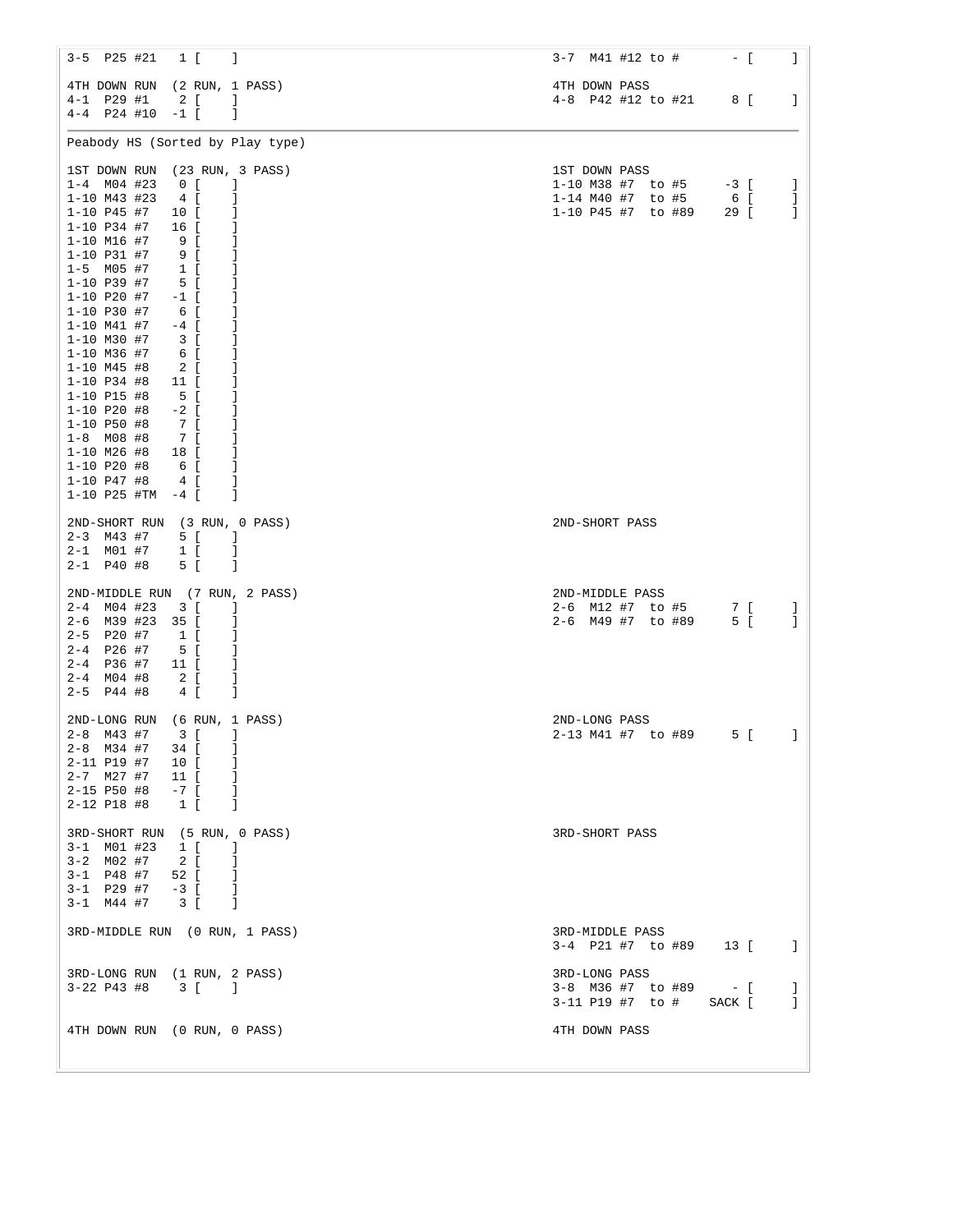| | |
|---|---|
| 3-5  P25 #21   1 [    ] | 3-7  M41 #12 to #       - [     ] |
| | |
| 4TH DOWN RUN  (2 RUN, 1 PASS) | 4TH DOWN PASS |
| 4-1  P29 #1    2 [    ] | 4-8  P42 #12 to #21     8 [     ] |
| 4-4  P24 #10  -1 [    ] | |

---

Peabody HS (Sorted by Play type)

| | |
|---|---|
| 1ST DOWN RUN  (23 RUN, 3 PASS) | 1ST DOWN PASS |
| 1-4  M04 #23   0 [    ] | 1-10 M38 #7  to #5     -3 [     ] |
| 1-10 M43 #23   4 [    ] | 1-14 M40 #7  to #5      6 [     ] |
| 1-10 P45 #7   10 [    ] | 1-10 P45 #7  to #89    29 [     ] |
| 1-10 P34 #7   16 [    ] | |
| 1-10 M16 #7    9 [    ] | |
| 1-10 P31 #7    9 [    ] | |
| 1-5  M05 #7    1 [    ] | |
| 1-10 P39 #7    5 [    ] | |
| 1-10 P20 #7   -1 [    ] | |
| 1-10 P30 #7    6 [    ] | |
| 1-10 M41 #7   -4 [    ] | |
| 1-10 M30 #7    3 [    ] | |
| 1-10 M36 #7    6 [    ] | |
| 1-10 M45 #8    2 [    ] | |
| 1-10 P34 #8   11 [    ] | |
| 1-10 P15 #8    5 [    ] | |
| 1-10 P20 #8   -2 [    ] | |
| 1-10 P50 #8    7 [    ] | |
| 1-8  M08 #8    7 [    ] | |
| 1-10 M26 #8   18 [    ] | |
| 1-10 P20 #8    6 [    ] | |
| 1-10 P47 #8    4 [    ] | |
| 1-10 P25 #TM  -4 [    ] | |
| | |
| 2ND-SHORT RUN  (3 RUN, 0 PASS) | 2ND-SHORT PASS |
| 2-3  M43 #7    5 [    ] | |
| 2-1  M01 #7    1 [    ] | |
| 2-1  P40 #8    5 [    ] | |
| | |
| 2ND-MIDDLE RUN  (7 RUN, 2 PASS) | 2ND-MIDDLE PASS |
| 2-4  M04 #23   3 [    ] | 2-6  M12 #7  to #5      7 [     ] |
| 2-6  M39 #23  35 [    ] | 2-6  M49 #7  to #89     5 [     ] |
| 2-5  P20 #7    1 [    ] | |
| 2-4  P26 #7    5 [    ] | |
| 2-4  P36 #7   11 [    ] | |
| 2-4  M04 #8    2 [    ] | |
| 2-5  P44 #8    4 [    ] | |
| | |
| 2ND-LONG RUN  (6 RUN, 1 PASS) | 2ND-LONG PASS |
| 2-8  M43 #7    3 [    ] | 2-13 M41 #7  to #89     5 [     ] |
| 2-8  M34 #7   34 [    ] | |
| 2-11 P19 #7   10 [    ] | |
| 2-7  M27 #7   11 [    ] | |
| 2-15 P50 #8   -7 [    ] | |
| 2-12 P18 #8    1 [    ] | |
| | |
| 3RD-SHORT RUN  (5 RUN, 0 PASS) | 3RD-SHORT PASS |
| 3-1  M01 #23   1 [    ] | |
| 3-2  M02 #7    2 [    ] | |
| 3-1  P48 #7   52 [    ] | |
| 3-1  P29 #7   -3 [    ] | |
| 3-1  M44 #7    3 [    ] | |
| | |
| 3RD-MIDDLE RUN  (0 RUN, 1 PASS) | 3RD-MIDDLE PASS |
| | 3-4  P21 #7  to #89    13 [     ] |
| | |
| 3RD-LONG RUN  (1 RUN, 2 PASS) | 3RD-LONG PASS |
| 3-22 P43 #8    3 [    ] | 3-8  M36 #7  to #89     - [     ] |
| | 3-11 P19 #7  to #    SACK [     ] |
| | |
| 4TH DOWN RUN  (0 RUN, 0 PASS) | 4TH DOWN PASS |